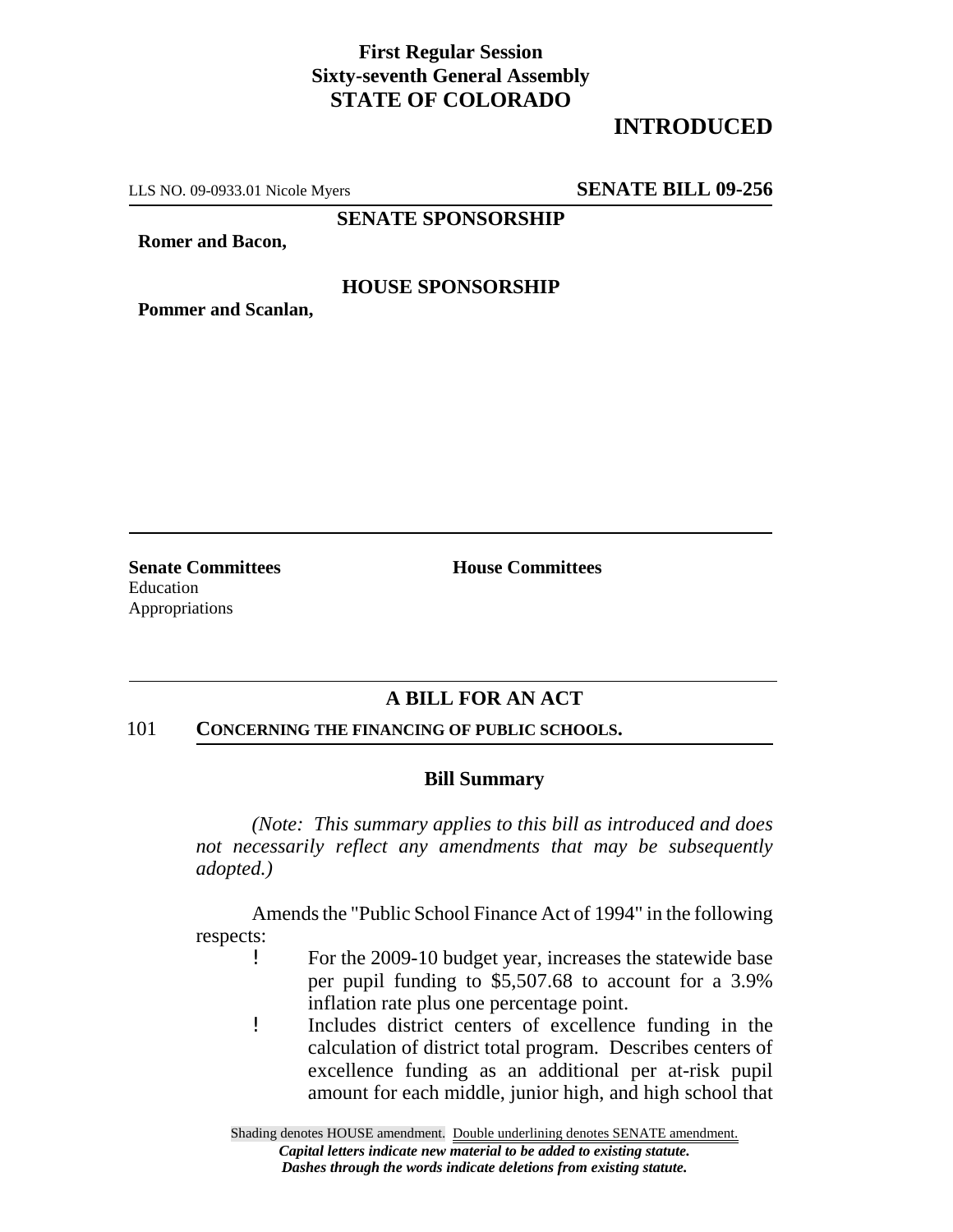**First Regular Session**
**Sixty-seventh General Assembly**
**STATE OF COLORADO**

## INTRODUCED

LLS NO. 09-0933.01 Nicole Myers **SENATE BILL 09-256**

**SENATE SPONSORSHIP**

**Romer and Bacon,**

**HOUSE SPONSORSHIP**

**Pommer and Scanlan,**

**Senate Committees**
Education
Appropriations

**House Committees**

## A BILL FOR AN ACT

101 **CONCERNING THE FINANCING OF PUBLIC SCHOOLS.**

### Bill Summary

*(Note: This summary applies to this bill as introduced and does not necessarily reflect any amendments that may be subsequently adopted.)*

Amends the "Public School Finance Act of 1994" in the following respects:

- For the 2009-10 budget year, increases the statewide base per pupil funding to $5,507.68 to account for a 3.9% inflation rate plus one percentage point.
- Includes district centers of excellence funding in the calculation of district total program. Describes centers of excellence funding as an additional per at-risk pupil amount for each middle, junior high, and high school that

Shading denotes HOUSE amendment. Double underlining denotes SENATE amendment.
*Capital letters indicate new material to be added to existing statute.*
*Dashes through the words indicate deletions from existing statute.*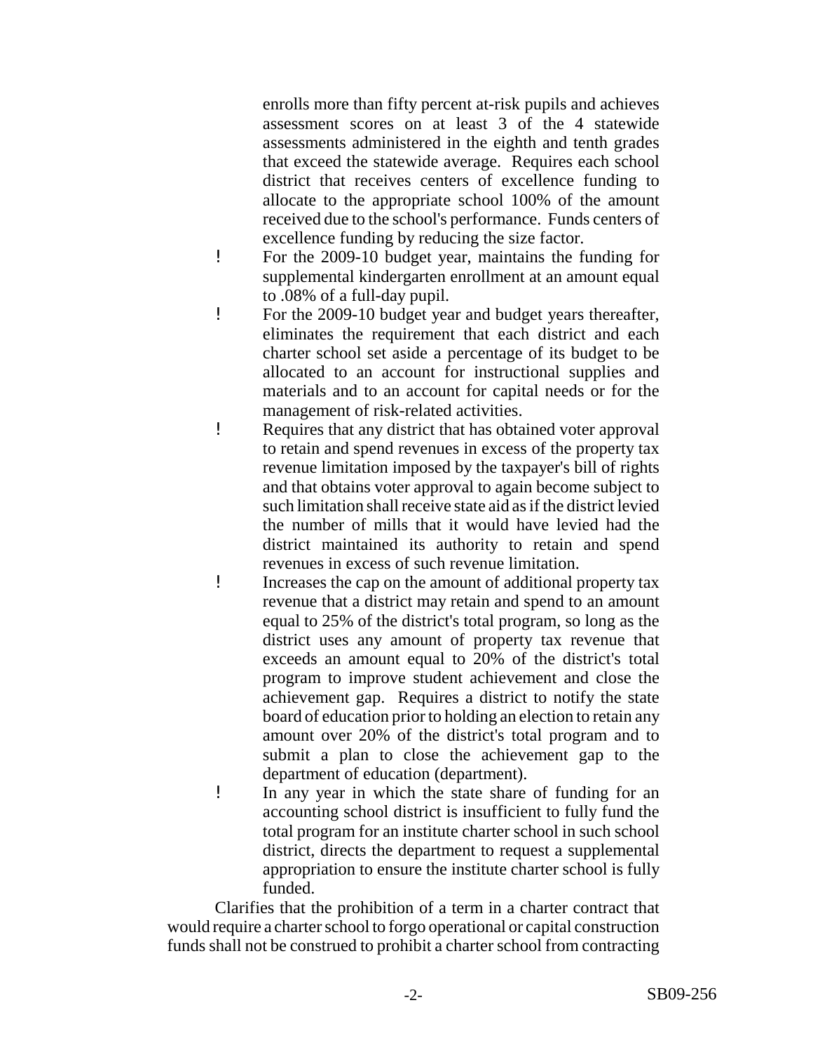enrolls more than fifty percent at-risk pupils and achieves assessment scores on at least 3 of the 4 statewide assessments administered in the eighth and tenth grades that exceed the statewide average. Requires each school district that receives centers of excellence funding to allocate to the appropriate school 100% of the amount received due to the school's performance. Funds centers of excellence funding by reducing the size factor.

- For the 2009-10 budget year, maintains the funding for supplemental kindergarten enrollment at an amount equal to .08% of a full-day pupil.
- For the 2009-10 budget year and budget years thereafter, eliminates the requirement that each district and each charter school set aside a percentage of its budget to be allocated to an account for instructional supplies and materials and to an account for capital needs or for the management of risk-related activities.
- Requires that any district that has obtained voter approval to retain and spend revenues in excess of the property tax revenue limitation imposed by the taxpayer's bill of rights and that obtains voter approval to again become subject to such limitation shall receive state aid as if the district levied the number of mills that it would have levied had the district maintained its authority to retain and spend revenues in excess of such revenue limitation.
- Increases the cap on the amount of additional property tax revenue that a district may retain and spend to an amount equal to 25% of the district's total program, so long as the district uses any amount of property tax revenue that exceeds an amount equal to 20% of the district's total program to improve student achievement and close the achievement gap. Requires a district to notify the state board of education prior to holding an election to retain any amount over 20% of the district's total program and to submit a plan to close the achievement gap to the department of education (department).
- In any year in which the state share of funding for an accounting school district is insufficient to fully fund the total program for an institute charter school in such school district, directs the department to request a supplemental appropriation to ensure the institute charter school is fully funded.

Clarifies that the prohibition of a term in a charter contract that would require a charter school to forgo operational or capital construction funds shall not be construed to prohibit a charter school from contracting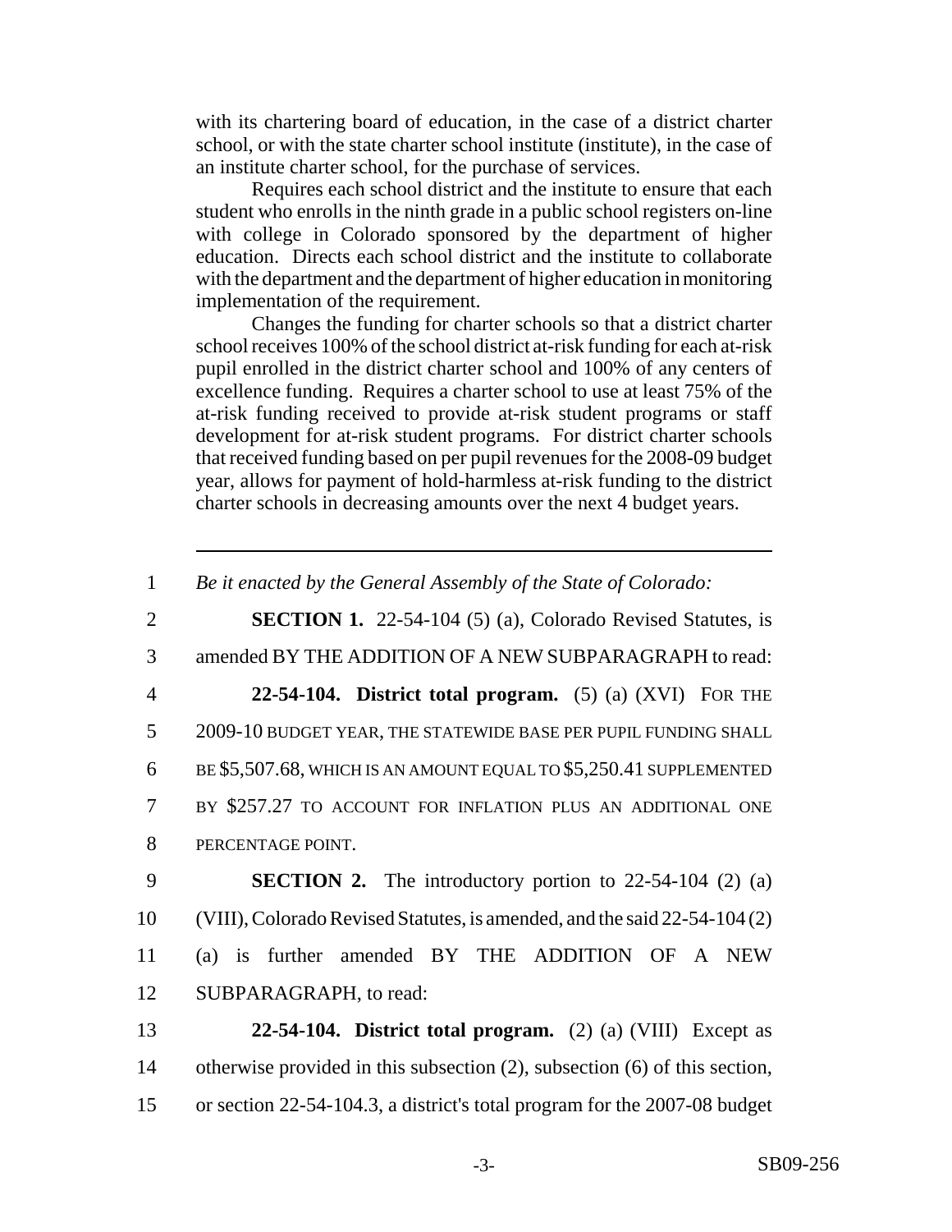with its chartering board of education, in the case of a district charter school, or with the state charter school institute (institute), in the case of an institute charter school, for the purchase of services.

Requires each school district and the institute to ensure that each student who enrolls in the ninth grade in a public school registers on-line with college in Colorado sponsored by the department of higher education. Directs each school district and the institute to collaborate with the department and the department of higher education in monitoring implementation of the requirement.

Changes the funding for charter schools so that a district charter school receives 100% of the school district at-risk funding for each at-risk pupil enrolled in the district charter school and 100% of any centers of excellence funding. Requires a charter school to use at least 75% of the at-risk funding received to provide at-risk student programs or staff development for at-risk student programs. For district charter schools that received funding based on per pupil revenues for the 2008-09 budget year, allows for payment of hold-harmless at-risk funding to the district charter schools in decreasing amounts over the next 4 budget years.

---

1 *Be it enacted by the General Assembly of the State of Colorado:*

2 **SECTION 1.** 22-54-104 (5) (a), Colorado Revised Statutes, is
3 amended BY THE ADDITION OF A NEW SUBPARAGRAPH to read:

4 **22-54-104. District total program.** (5) (a) (XVI) FOR THE
5 2009-10 BUDGET YEAR, THE STATEWIDE BASE PER PUPIL FUNDING SHALL
6 BE $5,507.68, WHICH IS AN AMOUNT EQUAL TO $5,250.41 SUPPLEMENTED
7 BY $257.27 TO ACCOUNT FOR INFLATION PLUS AN ADDITIONAL ONE
8 PERCENTAGE POINT.

9 **SECTION 2.** The introductory portion to 22-54-104 (2) (a)
10 (VIII), Colorado Revised Statutes, is amended, and the said 22-54-104 (2)
11 (a) is further amended BY THE ADDITION OF A NEW
12 SUBPARAGRAPH, to read:

13 **22-54-104. District total program.** (2) (a) (VIII) Except as
14 otherwise provided in this subsection (2), subsection (6) of this section,
15 or section 22-54-104.3, a district's total program for the 2007-08 budget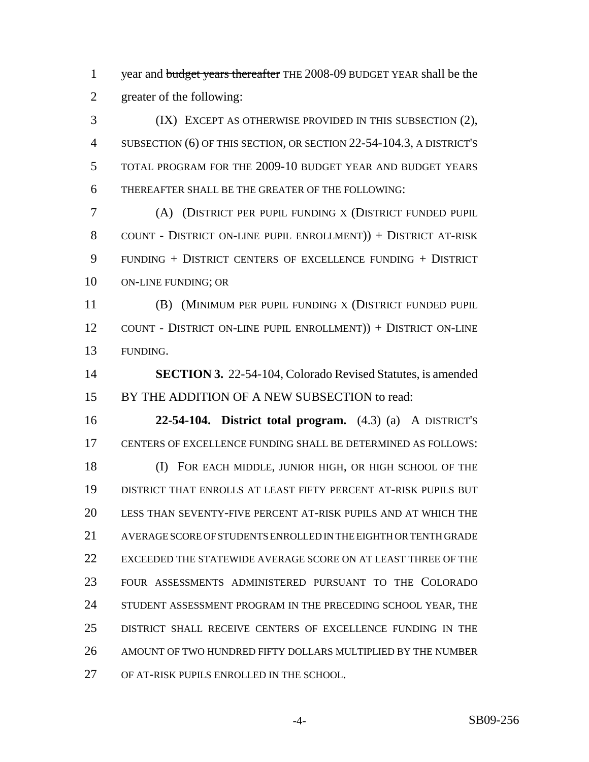year and ~~budget years thereafter~~ THE 2008-09 BUDGET YEAR shall be the greater of the following:

(IX) EXCEPT AS OTHERWISE PROVIDED IN THIS SUBSECTION (2), SUBSECTION (6) OF THIS SECTION, OR SECTION 22-54-104.3, A DISTRICT'S TOTAL PROGRAM FOR THE 2009-10 BUDGET YEAR AND BUDGET YEARS THEREAFTER SHALL BE THE GREATER OF THE FOLLOWING:

(A) (DISTRICT PER PUPIL FUNDING X (DISTRICT FUNDED PUPIL COUNT - DISTRICT ON-LINE PUPIL ENROLLMENT)) + DISTRICT AT-RISK FUNDING + DISTRICT CENTERS OF EXCELLENCE FUNDING + DISTRICT ON-LINE FUNDING; OR

(B) (MINIMUM PER PUPIL FUNDING X (DISTRICT FUNDED PUPIL COUNT - DISTRICT ON-LINE PUPIL ENROLLMENT)) + DISTRICT ON-LINE FUNDING.

**SECTION 3.** 22-54-104, Colorado Revised Statutes, is amended BY THE ADDITION OF A NEW SUBSECTION to read:

**22-54-104. District total program.** (4.3) (a) A DISTRICT'S CENTERS OF EXCELLENCE FUNDING SHALL BE DETERMINED AS FOLLOWS:

(I) FOR EACH MIDDLE, JUNIOR HIGH, OR HIGH SCHOOL OF THE DISTRICT THAT ENROLLS AT LEAST FIFTY PERCENT AT-RISK PUPILS BUT LESS THAN SEVENTY-FIVE PERCENT AT-RISK PUPILS AND AT WHICH THE AVERAGE SCORE OF STUDENTS ENROLLED IN THE EIGHTH OR TENTH GRADE EXCEEDED THE STATEWIDE AVERAGE SCORE ON AT LEAST THREE OF THE FOUR ASSESSMENTS ADMINISTERED PURSUANT TO THE COLORADO STUDENT ASSESSMENT PROGRAM IN THE PRECEDING SCHOOL YEAR, THE DISTRICT SHALL RECEIVE CENTERS OF EXCELLENCE FUNDING IN THE AMOUNT OF TWO HUNDRED FIFTY DOLLARS MULTIPLIED BY THE NUMBER OF AT-RISK PUPILS ENROLLED IN THE SCHOOL.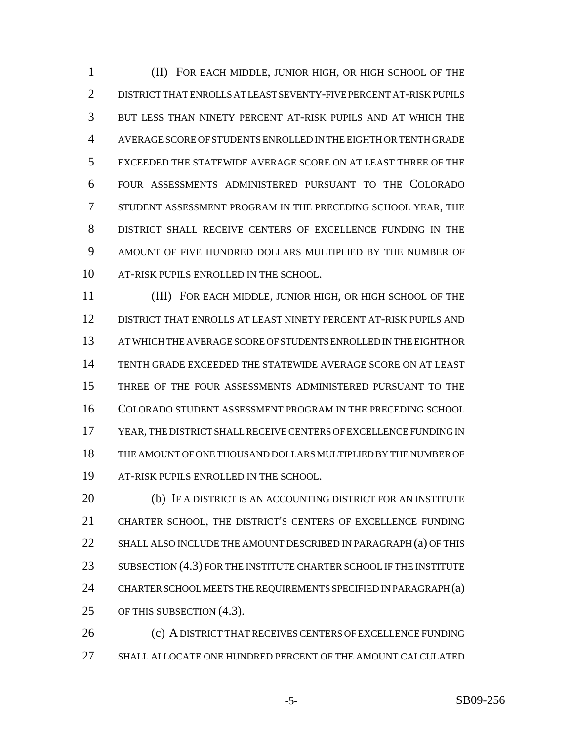(II) FOR EACH MIDDLE, JUNIOR HIGH, OR HIGH SCHOOL OF THE DISTRICT THAT ENROLLS AT LEAST SEVENTY-FIVE PERCENT AT-RISK PUPILS BUT LESS THAN NINETY PERCENT AT-RISK PUPILS AND AT WHICH THE AVERAGE SCORE OF STUDENTS ENROLLED IN THE EIGHTH OR TENTH GRADE EXCEEDED THE STATEWIDE AVERAGE SCORE ON AT LEAST THREE OF THE FOUR ASSESSMENTS ADMINISTERED PURSUANT TO THE COLORADO STUDENT ASSESSMENT PROGRAM IN THE PRECEDING SCHOOL YEAR, THE DISTRICT SHALL RECEIVE CENTERS OF EXCELLENCE FUNDING IN THE AMOUNT OF FIVE HUNDRED DOLLARS MULTIPLIED BY THE NUMBER OF AT-RISK PUPILS ENROLLED IN THE SCHOOL.

(III) FOR EACH MIDDLE, JUNIOR HIGH, OR HIGH SCHOOL OF THE DISTRICT THAT ENROLLS AT LEAST NINETY PERCENT AT-RISK PUPILS AND AT WHICH THE AVERAGE SCORE OF STUDENTS ENROLLED IN THE EIGHTH OR TENTH GRADE EXCEEDED THE STATEWIDE AVERAGE SCORE ON AT LEAST THREE OF THE FOUR ASSESSMENTS ADMINISTERED PURSUANT TO THE COLORADO STUDENT ASSESSMENT PROGRAM IN THE PRECEDING SCHOOL YEAR, THE DISTRICT SHALL RECEIVE CENTERS OF EXCELLENCE FUNDING IN THE AMOUNT OF ONE THOUSAND DOLLARS MULTIPLIED BY THE NUMBER OF AT-RISK PUPILS ENROLLED IN THE SCHOOL.

(b) IF A DISTRICT IS AN ACCOUNTING DISTRICT FOR AN INSTITUTE CHARTER SCHOOL, THE DISTRICT'S CENTERS OF EXCELLENCE FUNDING SHALL ALSO INCLUDE THE AMOUNT DESCRIBED IN PARAGRAPH (a) OF THIS SUBSECTION (4.3) FOR THE INSTITUTE CHARTER SCHOOL IF THE INSTITUTE CHARTER SCHOOL MEETS THE REQUIREMENTS SPECIFIED IN PARAGRAPH (a) OF THIS SUBSECTION (4.3).

(c) A DISTRICT THAT RECEIVES CENTERS OF EXCELLENCE FUNDING SHALL ALLOCATE ONE HUNDRED PERCENT OF THE AMOUNT CALCULATED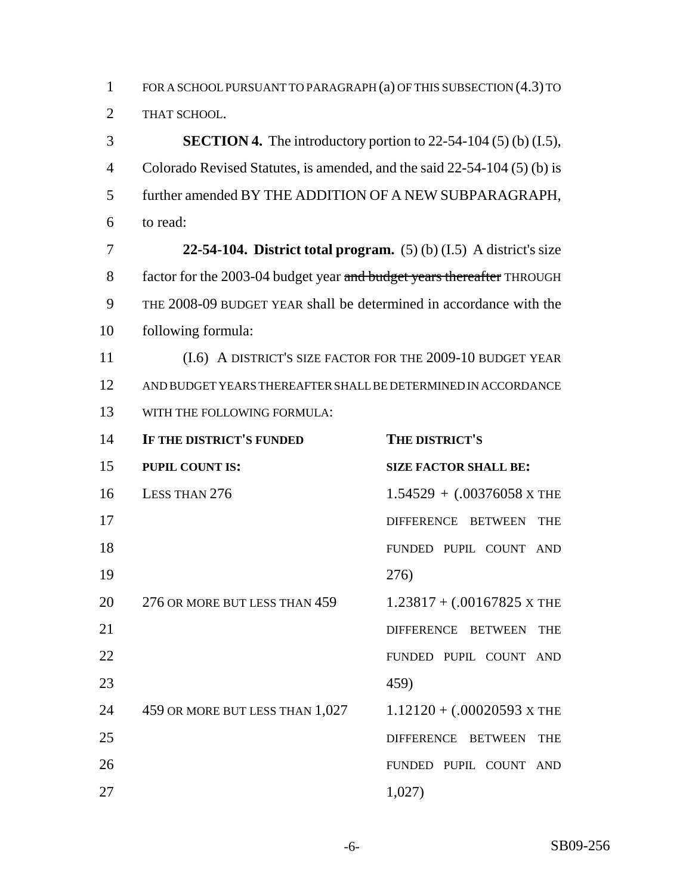FOR A SCHOOL PURSUANT TO PARAGRAPH (a) OF THIS SUBSECTION (4.3) TO THAT SCHOOL.

**SECTION 4.** The introductory portion to 22-54-104 (5) (b) (I.5), Colorado Revised Statutes, is amended, and the said 22-54-104 (5) (b) is further amended BY THE ADDITION OF A NEW SUBPARAGRAPH, to read:

**22-54-104. District total program.** (5) (b) (I.5) A district's size factor for the 2003-04 budget year ~~and budget years thereafter~~ THROUGH THE 2008-09 BUDGET YEAR shall be determined in accordance with the following formula:

(I.6) A DISTRICT'S SIZE FACTOR FOR THE 2009-10 BUDGET YEAR AND BUDGET YEARS THEREAFTER SHALL BE DETERMINED IN ACCORDANCE WITH THE FOLLOWING FORMULA:

| **IF THE DISTRICT'S FUNDED PUPIL COUNT IS:** | **THE DISTRICT'S SIZE FACTOR SHALL BE:** |
|---|---|
| LESS THAN 276 | 1.54529 + (.00376058 X THE DIFFERENCE BETWEEN THE FUNDED PUPIL COUNT AND 276) |
| 276 OR MORE BUT LESS THAN 459 | 1.23817 + (.00167825 X THE DIFFERENCE BETWEEN THE FUNDED PUPIL COUNT AND 459) |
| 459 OR MORE BUT LESS THAN 1,027 | 1.12120 + (.00020593 X THE DIFFERENCE BETWEEN THE FUNDED PUPIL COUNT AND 1,027) |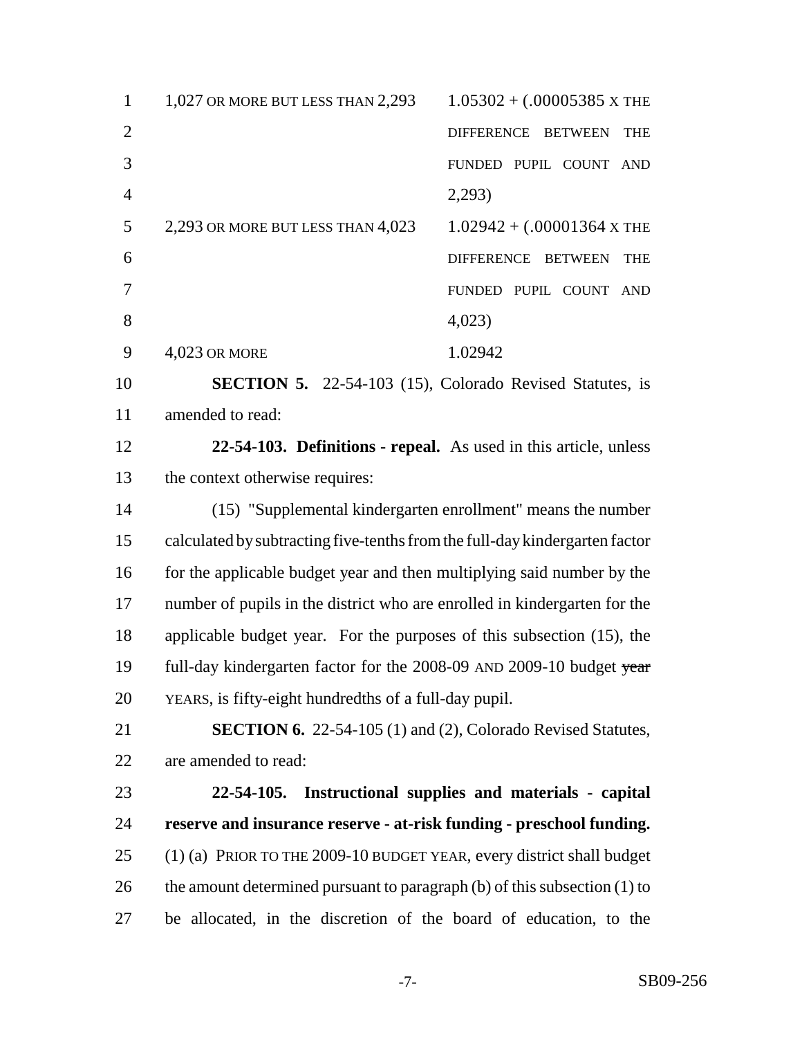| | |
|---|---|
| 1,027 OR MORE BUT LESS THAN 2,293 | 1.05302 + (.00005385 X THE DIFFERENCE BETWEEN THE FUNDED PUPIL COUNT AND 2,293) |
| 2,293 OR MORE BUT LESS THAN 4,023 | 1.02942 + (.00001364 X THE DIFFERENCE BETWEEN THE FUNDED PUPIL COUNT AND 4,023) |
| 4,023 OR MORE | 1.02942 |

**SECTION 5.** 22-54-103 (15), Colorado Revised Statutes, is amended to read:

**22-54-103. Definitions - repeal.** As used in this article, unless the context otherwise requires:

(15) "Supplemental kindergarten enrollment" means the number calculated by subtracting five-tenths from the full-day kindergarten factor for the applicable budget year and then multiplying said number by the number of pupils in the district who are enrolled in kindergarten for the applicable budget year. For the purposes of this subsection (15), the full-day kindergarten factor for the 2008-09 AND 2009-10 budget ~~year~~ YEARS, is fifty-eight hundredths of a full-day pupil.

**SECTION 6.** 22-54-105 (1) and (2), Colorado Revised Statutes, are amended to read:

**22-54-105. Instructional supplies and materials - capital reserve and insurance reserve - at-risk funding - preschool funding.** (1) (a) PRIOR TO THE 2009-10 BUDGET YEAR, every district shall budget the amount determined pursuant to paragraph (b) of this subsection (1) to be allocated, in the discretion of the board of education, to the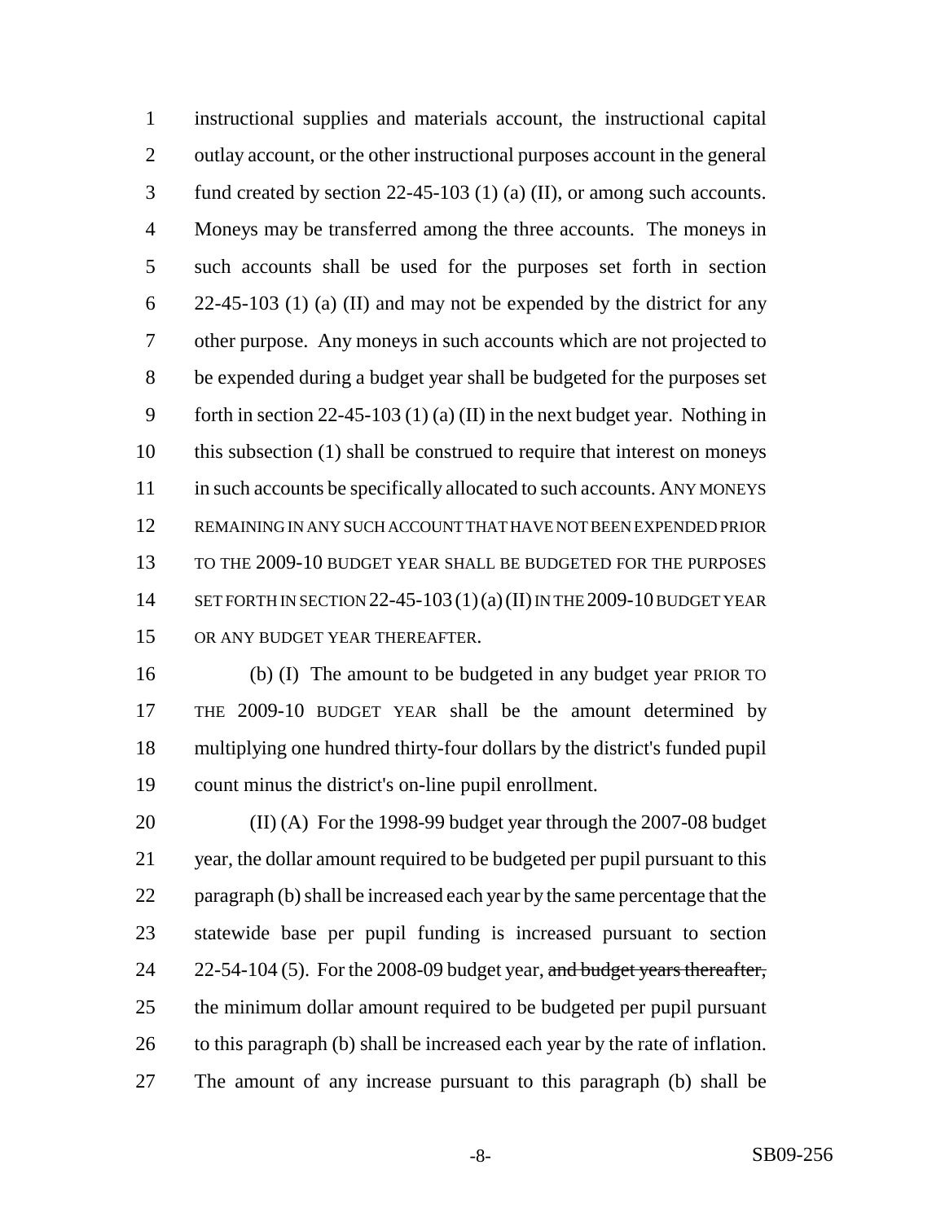instructional supplies and materials account, the instructional capital outlay account, or the other instructional purposes account in the general fund created by section 22-45-103 (1) (a) (II), or among such accounts. Moneys may be transferred among the three accounts. The moneys in such accounts shall be used for the purposes set forth in section 22-45-103 (1) (a) (II) and may not be expended by the district for any other purpose. Any moneys in such accounts which are not projected to be expended during a budget year shall be budgeted for the purposes set forth in section 22-45-103 (1) (a) (II) in the next budget year. Nothing in this subsection (1) shall be construed to require that interest on moneys in such accounts be specifically allocated to such accounts. ANY MONEYS REMAINING IN ANY SUCH ACCOUNT THAT HAVE NOT BEEN EXPENDED PRIOR TO THE 2009-10 BUDGET YEAR SHALL BE BUDGETED FOR THE PURPOSES SET FORTH IN SECTION 22-45-103 (1) (a) (II) IN THE 2009-10 BUDGET YEAR OR ANY BUDGET YEAR THEREAFTER.

(b) (I) The amount to be budgeted in any budget year PRIOR TO THE 2009-10 BUDGET YEAR shall be the amount determined by multiplying one hundred thirty-four dollars by the district's funded pupil count minus the district's on-line pupil enrollment.

(II) (A) For the 1998-99 budget year through the 2007-08 budget year, the dollar amount required to be budgeted per pupil pursuant to this paragraph (b) shall be increased each year by the same percentage that the statewide base per pupil funding is increased pursuant to section 22-54-104 (5). For the 2008-09 budget year, ~~and budget years thereafter,~~ the minimum dollar amount required to be budgeted per pupil pursuant to this paragraph (b) shall be increased each year by the rate of inflation. The amount of any increase pursuant to this paragraph (b) shall be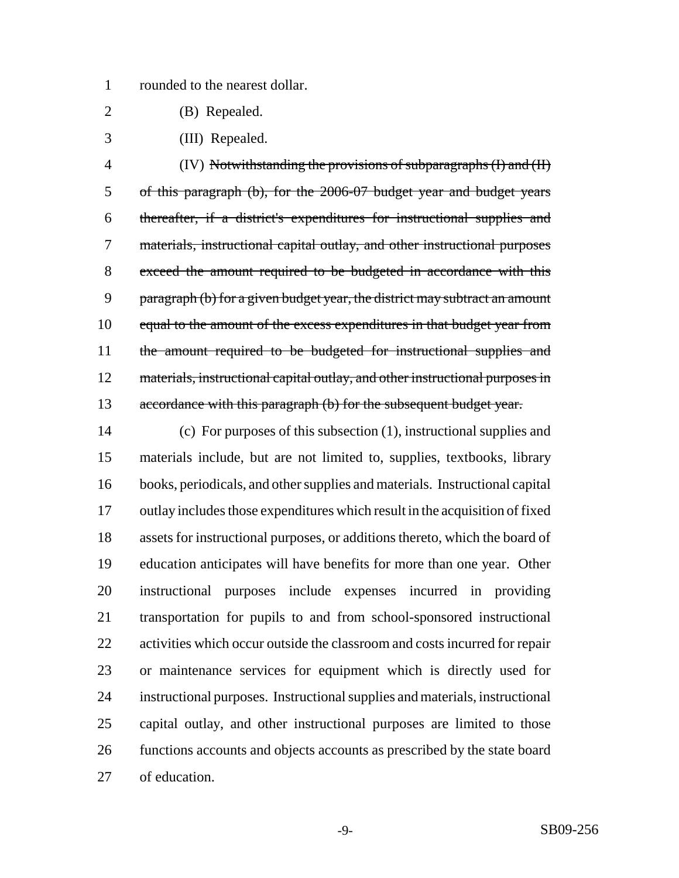rounded to the nearest dollar.

(B) Repealed.

(III) Repealed.

(IV) ~~Notwithstanding the provisions of subparagraphs (I) and (II) of this paragraph (b), for the 2006-07 budget year and budget years thereafter, if a district's expenditures for instructional supplies and materials, instructional capital outlay, and other instructional purposes exceed the amount required to be budgeted in accordance with this paragraph (b) for a given budget year, the district may subtract an amount equal to the amount of the excess expenditures in that budget year from the amount required to be budgeted for instructional supplies and materials, instructional capital outlay, and other instructional purposes in accordance with this paragraph (b) for the subsequent budget year.~~

(c) For purposes of this subsection (1), instructional supplies and materials include, but are not limited to, supplies, textbooks, library books, periodicals, and other supplies and materials. Instructional capital outlay includes those expenditures which result in the acquisition of fixed assets for instructional purposes, or additions thereto, which the board of education anticipates will have benefits for more than one year. Other instructional purposes include expenses incurred in providing transportation for pupils to and from school-sponsored instructional activities which occur outside the classroom and costs incurred for repair or maintenance services for equipment which is directly used for instructional purposes. Instructional supplies and materials, instructional capital outlay, and other instructional purposes are limited to those functions accounts and objects accounts as prescribed by the state board of education.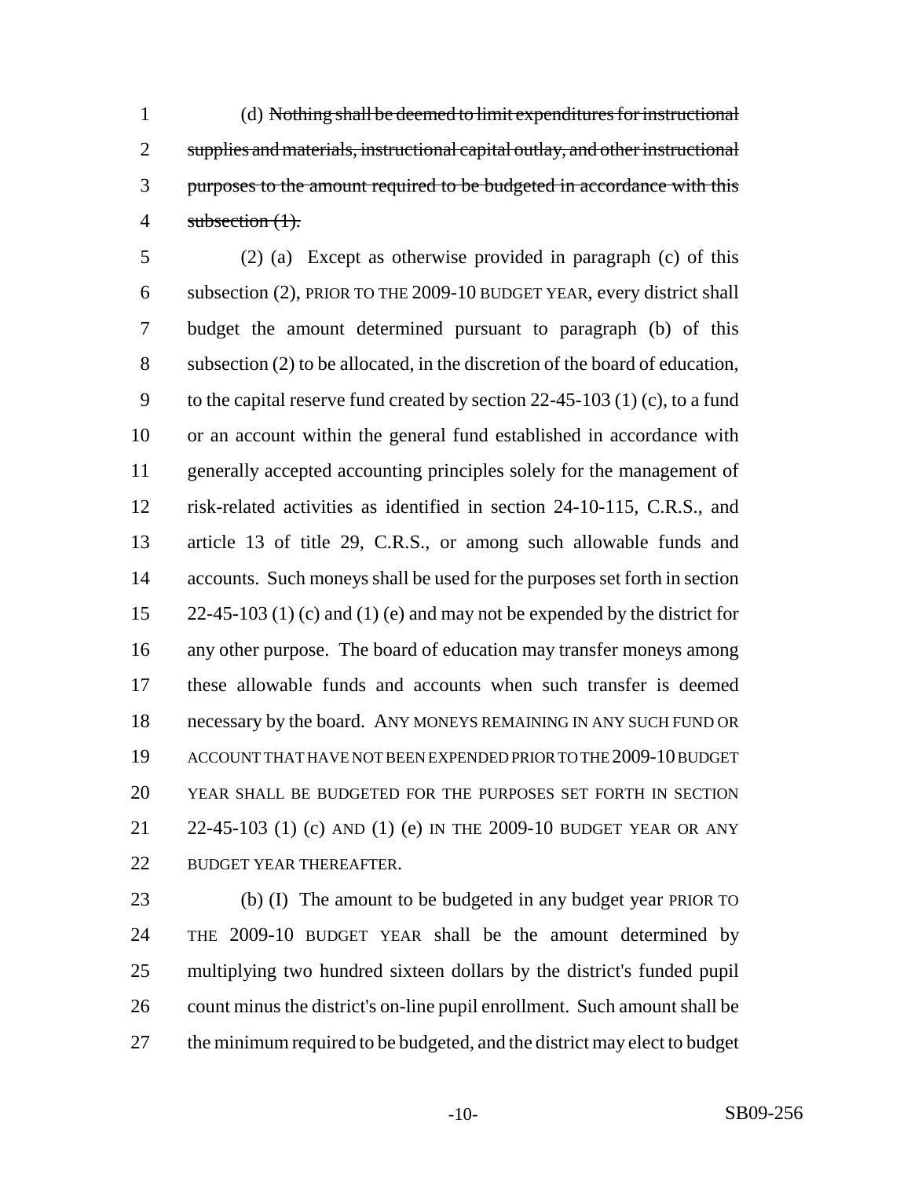(d) ~~Nothing shall be deemed to limit expenditures for instructional supplies and materials, instructional capital outlay, and other instructional purposes to the amount required to be budgeted in accordance with this subsection (1).~~

(2) (a) Except as otherwise provided in paragraph (c) of this subsection (2), PRIOR TO THE 2009-10 BUDGET YEAR, every district shall budget the amount determined pursuant to paragraph (b) of this subsection (2) to be allocated, in the discretion of the board of education, to the capital reserve fund created by section 22-45-103 (1) (c), to a fund or an account within the general fund established in accordance with generally accepted accounting principles solely for the management of risk-related activities as identified in section 24-10-115, C.R.S., and article 13 of title 29, C.R.S., or among such allowable funds and accounts. Such moneys shall be used for the purposes set forth in section 22-45-103 (1) (c) and (1) (e) and may not be expended by the district for any other purpose. The board of education may transfer moneys among these allowable funds and accounts when such transfer is deemed necessary by the board. ANY MONEYS REMAINING IN ANY SUCH FUND OR ACCOUNT THAT HAVE NOT BEEN EXPENDED PRIOR TO THE 2009-10 BUDGET YEAR SHALL BE BUDGETED FOR THE PURPOSES SET FORTH IN SECTION 22-45-103 (1) (c) AND (1) (e) IN THE 2009-10 BUDGET YEAR OR ANY BUDGET YEAR THEREAFTER.

(b) (I) The amount to be budgeted in any budget year PRIOR TO THE 2009-10 BUDGET YEAR shall be the amount determined by multiplying two hundred sixteen dollars by the district's funded pupil count minus the district's on-line pupil enrollment. Such amount shall be the minimum required to be budgeted, and the district may elect to budget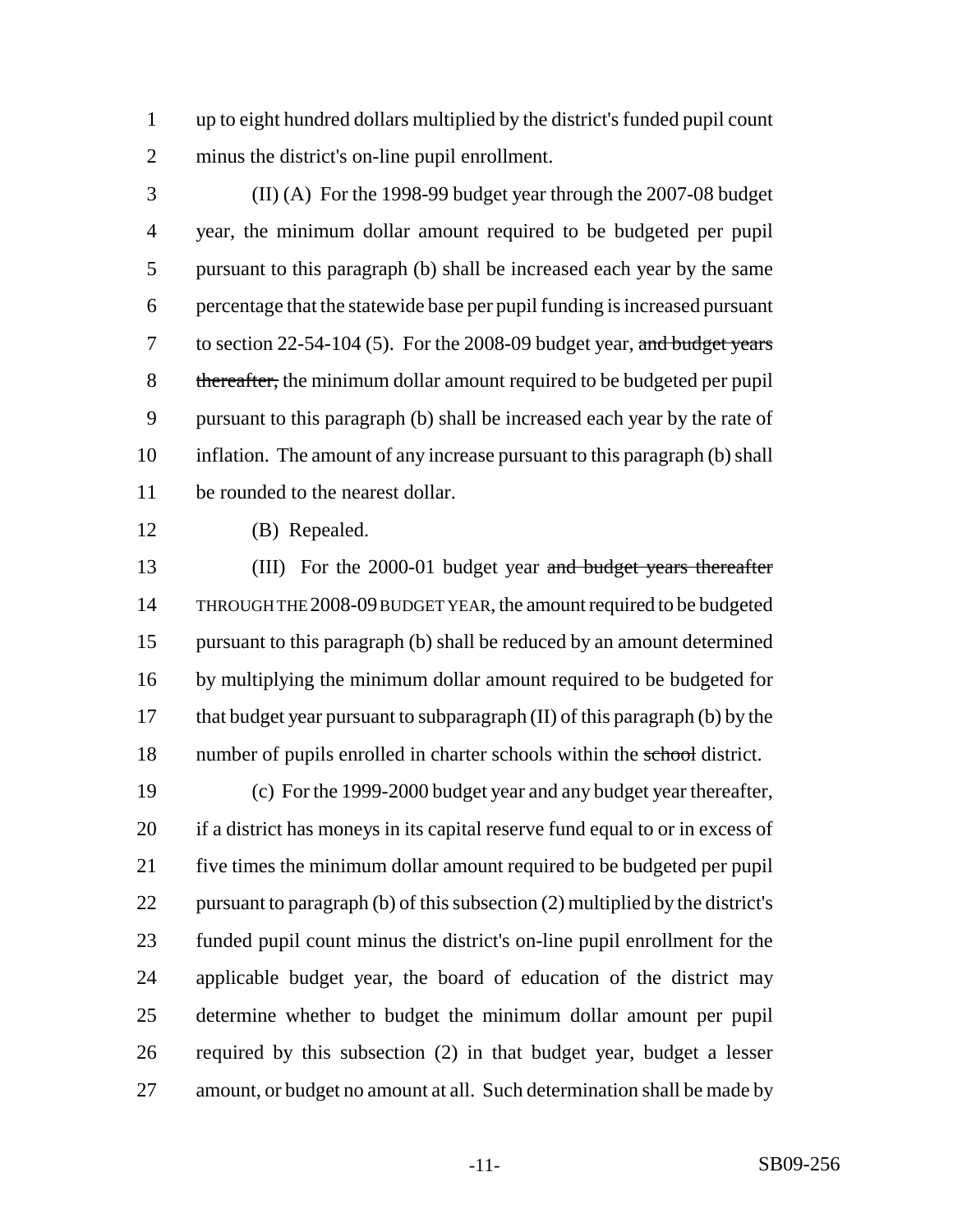up to eight hundred dollars multiplied by the district's funded pupil count minus the district's on-line pupil enrollment.

(II) (A) For the 1998-99 budget year through the 2007-08 budget year, the minimum dollar amount required to be budgeted per pupil pursuant to this paragraph (b) shall be increased each year by the same percentage that the statewide base per pupil funding is increased pursuant to section 22-54-104 (5). For the 2008-09 budget year, ~~and budget years thereafter,~~ the minimum dollar amount required to be budgeted per pupil pursuant to this paragraph (b) shall be increased each year by the rate of inflation. The amount of any increase pursuant to this paragraph (b) shall be rounded to the nearest dollar.

(B) Repealed.

(III) For the 2000-01 budget year ~~and budget years thereafter~~ THROUGH THE 2008-09 BUDGET YEAR, the amount required to be budgeted pursuant to this paragraph (b) shall be reduced by an amount determined by multiplying the minimum dollar amount required to be budgeted for that budget year pursuant to subparagraph (II) of this paragraph (b) by the number of pupils enrolled in charter schools within the ~~school~~ district.

(c) For the 1999-2000 budget year and any budget year thereafter, if a district has moneys in its capital reserve fund equal to or in excess of five times the minimum dollar amount required to be budgeted per pupil pursuant to paragraph (b) of this subsection (2) multiplied by the district's funded pupil count minus the district's on-line pupil enrollment for the applicable budget year, the board of education of the district may determine whether to budget the minimum dollar amount per pupil required by this subsection (2) in that budget year, budget a lesser amount, or budget no amount at all. Such determination shall be made by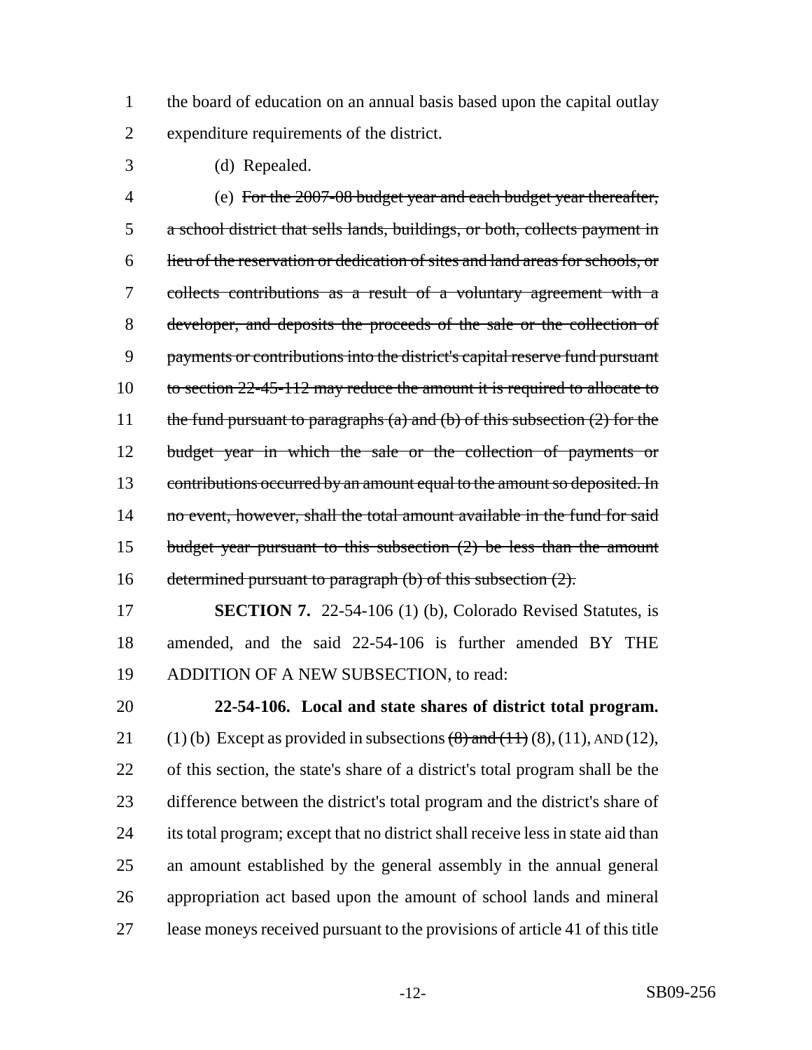the board of education on an annual basis based upon the capital outlay expenditure requirements of the district.

(d) Repealed.

(e) ~~For the 2007-08 budget year and each budget year thereafter, a school district that sells lands, buildings, or both, collects payment in lieu of the reservation or dedication of sites and land areas for schools, or collects contributions as a result of a voluntary agreement with a developer, and deposits the proceeds of the sale or the collection of payments or contributions into the district's capital reserve fund pursuant to section 22-45-112 may reduce the amount it is required to allocate to the fund pursuant to paragraphs (a) and (b) of this subsection (2) for the budget year in which the sale or the collection of payments or contributions occurred by an amount equal to the amount so deposited. In no event, however, shall the total amount available in the fund for said budget year pursuant to this subsection (2) be less than the amount determined pursuant to paragraph (b) of this subsection (2).~~

**SECTION 7.** 22-54-106 (1) (b), Colorado Revised Statutes, is amended, and the said 22-54-106 is further amended BY THE ADDITION OF A NEW SUBSECTION, to read:

**22-54-106. Local and state shares of district total program.** (1) (b) Except as provided in subsections ~~(8) and (11)~~ (8), (11), AND (12), of this section, the state's share of a district's total program shall be the difference between the district's total program and the district's share of its total program; except that no district shall receive less in state aid than an amount established by the general assembly in the annual general appropriation act based upon the amount of school lands and mineral lease moneys received pursuant to the provisions of article 41 of this title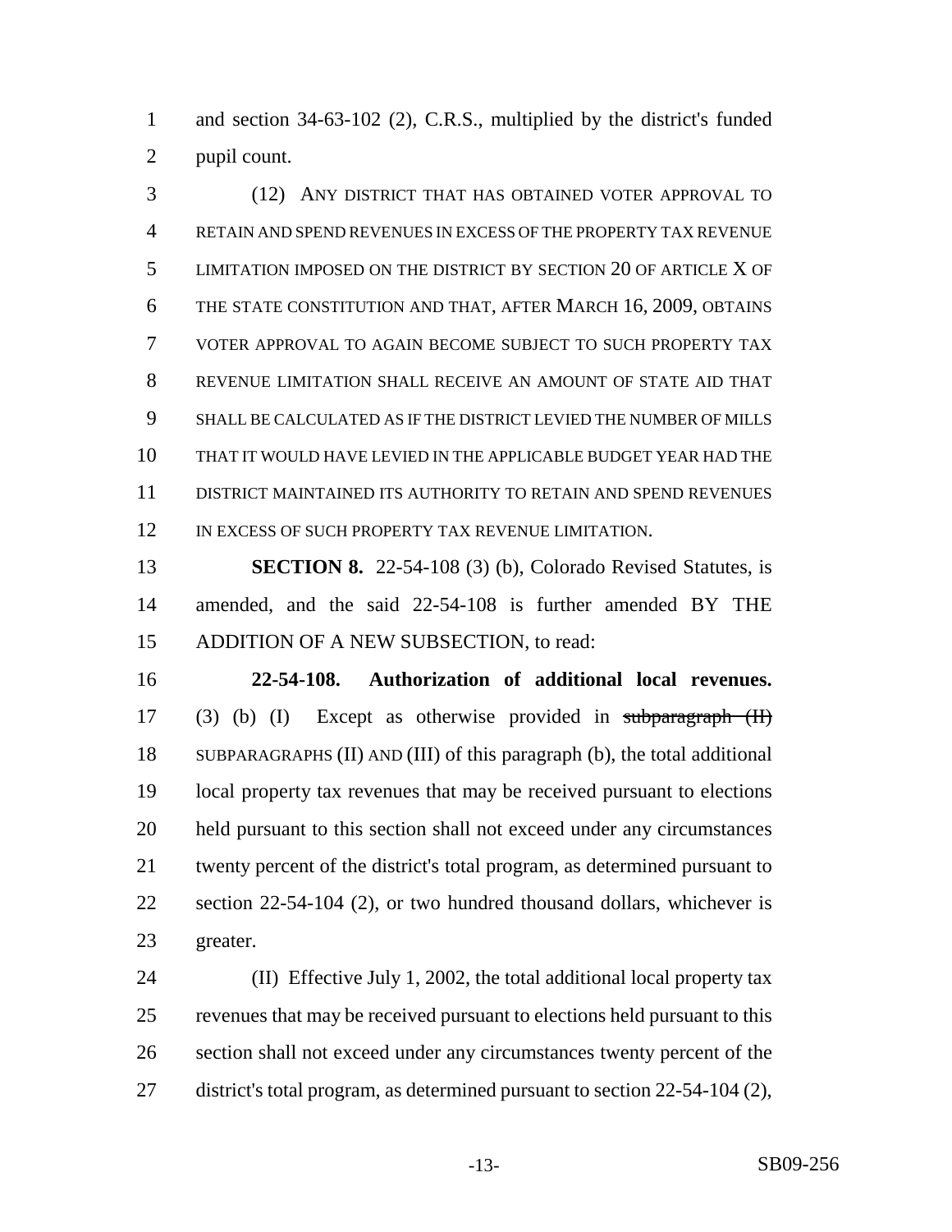and section 34-63-102 (2), C.R.S., multiplied by the district's funded pupil count.

(12) ANY DISTRICT THAT HAS OBTAINED VOTER APPROVAL TO RETAIN AND SPEND REVENUES IN EXCESS OF THE PROPERTY TAX REVENUE LIMITATION IMPOSED ON THE DISTRICT BY SECTION 20 OF ARTICLE X OF THE STATE CONSTITUTION AND THAT, AFTER MARCH 16, 2009, OBTAINS VOTER APPROVAL TO AGAIN BECOME SUBJECT TO SUCH PROPERTY TAX REVENUE LIMITATION SHALL RECEIVE AN AMOUNT OF STATE AID THAT SHALL BE CALCULATED AS IF THE DISTRICT LEVIED THE NUMBER OF MILLS THAT IT WOULD HAVE LEVIED IN THE APPLICABLE BUDGET YEAR HAD THE DISTRICT MAINTAINED ITS AUTHORITY TO RETAIN AND SPEND REVENUES IN EXCESS OF SUCH PROPERTY TAX REVENUE LIMITATION.

**SECTION 8.** 22-54-108 (3) (b), Colorado Revised Statutes, is amended, and the said 22-54-108 is further amended BY THE ADDITION OF A NEW SUBSECTION, to read:

**22-54-108. Authorization of additional local revenues.** (3) (b) (I) Except as otherwise provided in ~~subparagraph (II)~~ SUBPARAGRAPHS (II) AND (III) of this paragraph (b), the total additional local property tax revenues that may be received pursuant to elections held pursuant to this section shall not exceed under any circumstances twenty percent of the district's total program, as determined pursuant to section 22-54-104 (2), or two hundred thousand dollars, whichever is greater.

(II) Effective July 1, 2002, the total additional local property tax revenues that may be received pursuant to elections held pursuant to this section shall not exceed under any circumstances twenty percent of the district's total program, as determined pursuant to section 22-54-104 (2),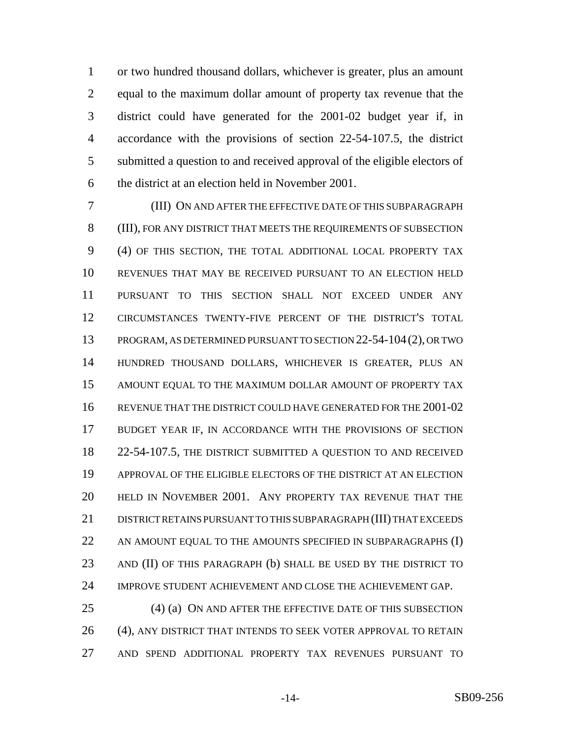or two hundred thousand dollars, whichever is greater, plus an amount equal to the maximum dollar amount of property tax revenue that the district could have generated for the 2001-02 budget year if, in accordance with the provisions of section 22-54-107.5, the district submitted a question to and received approval of the eligible electors of the district at an election held in November 2001.

(III) ON AND AFTER THE EFFECTIVE DATE OF THIS SUBPARAGRAPH (III), FOR ANY DISTRICT THAT MEETS THE REQUIREMENTS OF SUBSECTION (4) OF THIS SECTION, THE TOTAL ADDITIONAL LOCAL PROPERTY TAX REVENUES THAT MAY BE RECEIVED PURSUANT TO AN ELECTION HELD PURSUANT TO THIS SECTION SHALL NOT EXCEED UNDER ANY CIRCUMSTANCES TWENTY-FIVE PERCENT OF THE DISTRICT'S TOTAL PROGRAM, AS DETERMINED PURSUANT TO SECTION 22-54-104 (2), OR TWO HUNDRED THOUSAND DOLLARS, WHICHEVER IS GREATER, PLUS AN AMOUNT EQUAL TO THE MAXIMUM DOLLAR AMOUNT OF PROPERTY TAX REVENUE THAT THE DISTRICT COULD HAVE GENERATED FOR THE 2001-02 BUDGET YEAR IF, IN ACCORDANCE WITH THE PROVISIONS OF SECTION 22-54-107.5, THE DISTRICT SUBMITTED A QUESTION TO AND RECEIVED APPROVAL OF THE ELIGIBLE ELECTORS OF THE DISTRICT AT AN ELECTION HELD IN NOVEMBER 2001. ANY PROPERTY TAX REVENUE THAT THE DISTRICT RETAINS PURSUANT TO THIS SUBPARAGRAPH (III) THAT EXCEEDS AN AMOUNT EQUAL TO THE AMOUNTS SPECIFIED IN SUBPARAGRAPHS (I) AND (II) OF THIS PARAGRAPH (b) SHALL BE USED BY THE DISTRICT TO IMPROVE STUDENT ACHIEVEMENT AND CLOSE THE ACHIEVEMENT GAP.

(4) (a) ON AND AFTER THE EFFECTIVE DATE OF THIS SUBSECTION (4), ANY DISTRICT THAT INTENDS TO SEEK VOTER APPROVAL TO RETAIN AND SPEND ADDITIONAL PROPERTY TAX REVENUES PURSUANT TO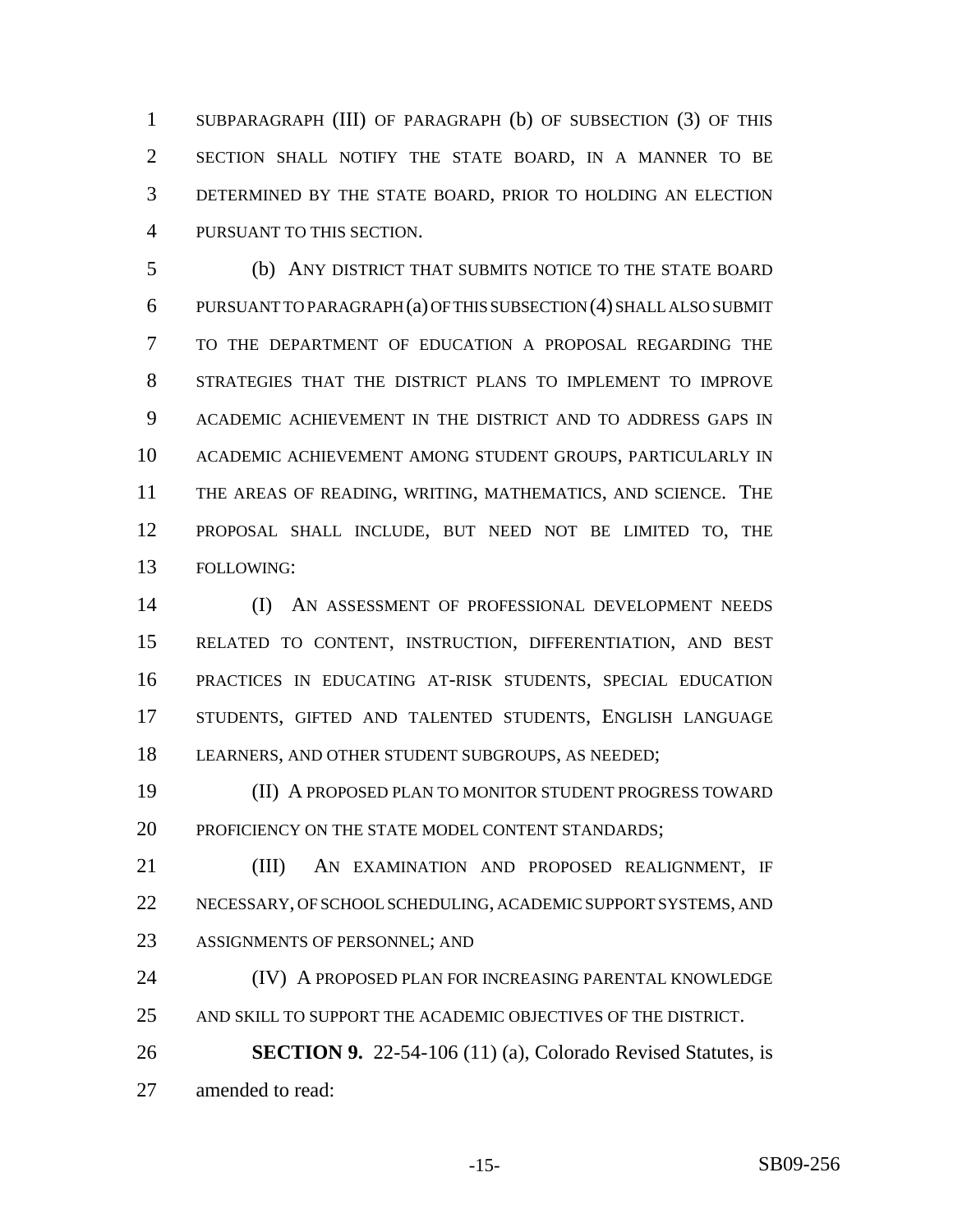SUBPARAGRAPH (III) OF PARAGRAPH (b) OF SUBSECTION (3) OF THIS SECTION SHALL NOTIFY THE STATE BOARD, IN A MANNER TO BE DETERMINED BY THE STATE BOARD, PRIOR TO HOLDING AN ELECTION PURSUANT TO THIS SECTION.

(b) ANY DISTRICT THAT SUBMITS NOTICE TO THE STATE BOARD PURSUANT TO PARAGRAPH (a) OF THIS SUBSECTION (4) SHALL ALSO SUBMIT TO THE DEPARTMENT OF EDUCATION A PROPOSAL REGARDING THE STRATEGIES THAT THE DISTRICT PLANS TO IMPLEMENT TO IMPROVE ACADEMIC ACHIEVEMENT IN THE DISTRICT AND TO ADDRESS GAPS IN ACADEMIC ACHIEVEMENT AMONG STUDENT GROUPS, PARTICULARLY IN THE AREAS OF READING, WRITING, MATHEMATICS, AND SCIENCE. THE PROPOSAL SHALL INCLUDE, BUT NEED NOT BE LIMITED TO, THE FOLLOWING:

(I) AN ASSESSMENT OF PROFESSIONAL DEVELOPMENT NEEDS RELATED TO CONTENT, INSTRUCTION, DIFFERENTIATION, AND BEST PRACTICES IN EDUCATING AT-RISK STUDENTS, SPECIAL EDUCATION STUDENTS, GIFTED AND TALENTED STUDENTS, ENGLISH LANGUAGE LEARNERS, AND OTHER STUDENT SUBGROUPS, AS NEEDED;

(II) A PROPOSED PLAN TO MONITOR STUDENT PROGRESS TOWARD PROFICIENCY ON THE STATE MODEL CONTENT STANDARDS;

(III) AN EXAMINATION AND PROPOSED REALIGNMENT, IF NECESSARY, OF SCHOOL SCHEDULING, ACADEMIC SUPPORT SYSTEMS, AND ASSIGNMENTS OF PERSONNEL; AND

(IV) A PROPOSED PLAN FOR INCREASING PARENTAL KNOWLEDGE AND SKILL TO SUPPORT THE ACADEMIC OBJECTIVES OF THE DISTRICT.

**SECTION 9.** 22-54-106 (11) (a), Colorado Revised Statutes, is amended to read: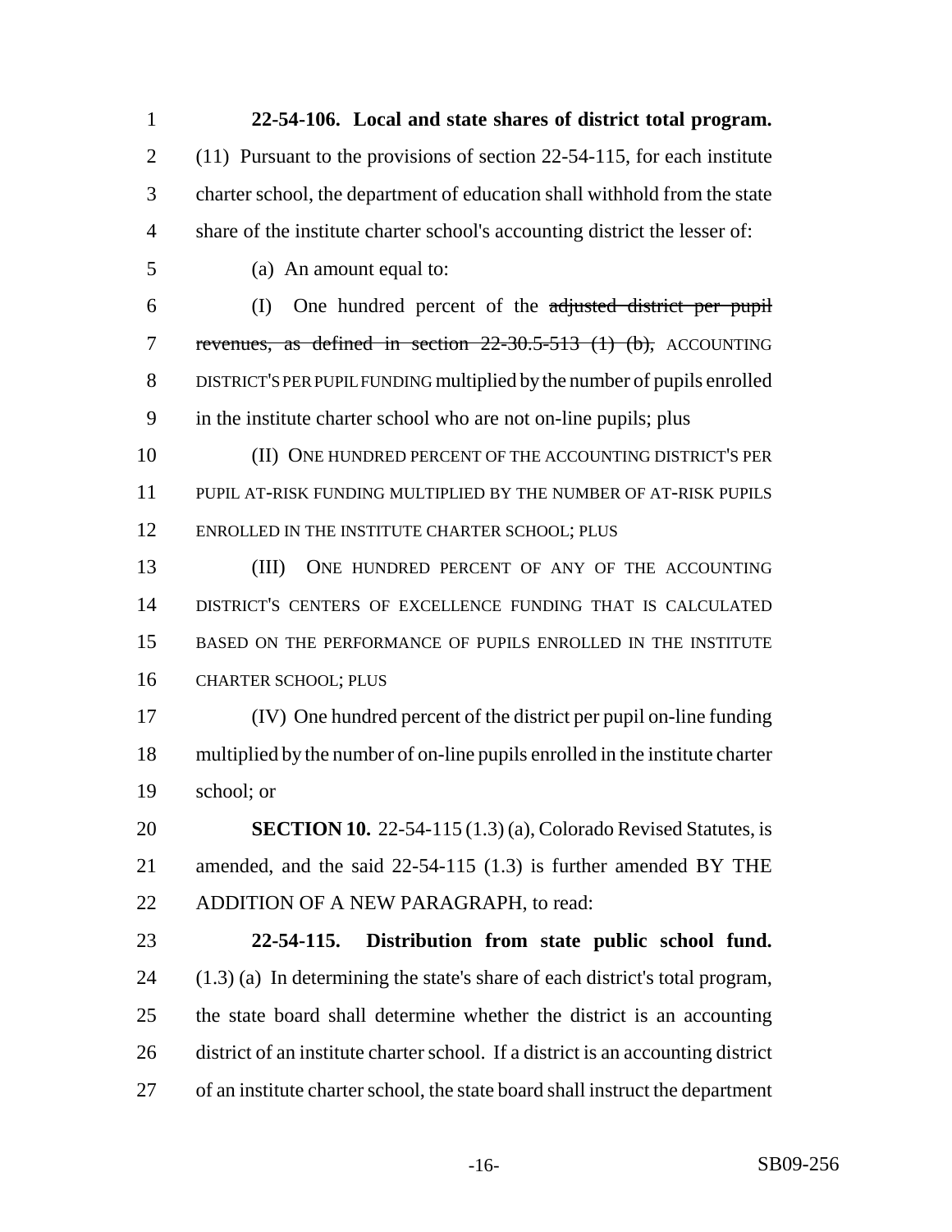**22-54-106. Local and state shares of district total program.** (11) Pursuant to the provisions of section 22-54-115, for each institute charter school, the department of education shall withhold from the state share of the institute charter school's accounting district the lesser of:

(a) An amount equal to:

(I) One hundred percent of the ~~adjusted district per pupil revenues, as defined in section 22-30.5-513 (1) (b),~~ ACCOUNTING DISTRICT'S PER PUPIL FUNDING multiplied by the number of pupils enrolled in the institute charter school who are not on-line pupils; plus

(II) ONE HUNDRED PERCENT OF THE ACCOUNTING DISTRICT'S PER PUPIL AT-RISK FUNDING MULTIPLIED BY THE NUMBER OF AT-RISK PUPILS ENROLLED IN THE INSTITUTE CHARTER SCHOOL; PLUS

(III) ONE HUNDRED PERCENT OF ANY OF THE ACCOUNTING DISTRICT'S CENTERS OF EXCELLENCE FUNDING THAT IS CALCULATED BASED ON THE PERFORMANCE OF PUPILS ENROLLED IN THE INSTITUTE CHARTER SCHOOL; PLUS

(IV) One hundred percent of the district per pupil on-line funding multiplied by the number of on-line pupils enrolled in the institute charter school; or

**SECTION 10.** 22-54-115 (1.3) (a), Colorado Revised Statutes, is amended, and the said 22-54-115 (1.3) is further amended BY THE ADDITION OF A NEW PARAGRAPH, to read:

**22-54-115. Distribution from state public school fund.** (1.3) (a) In determining the state's share of each district's total program, the state board shall determine whether the district is an accounting district of an institute charter school. If a district is an accounting district of an institute charter school, the state board shall instruct the department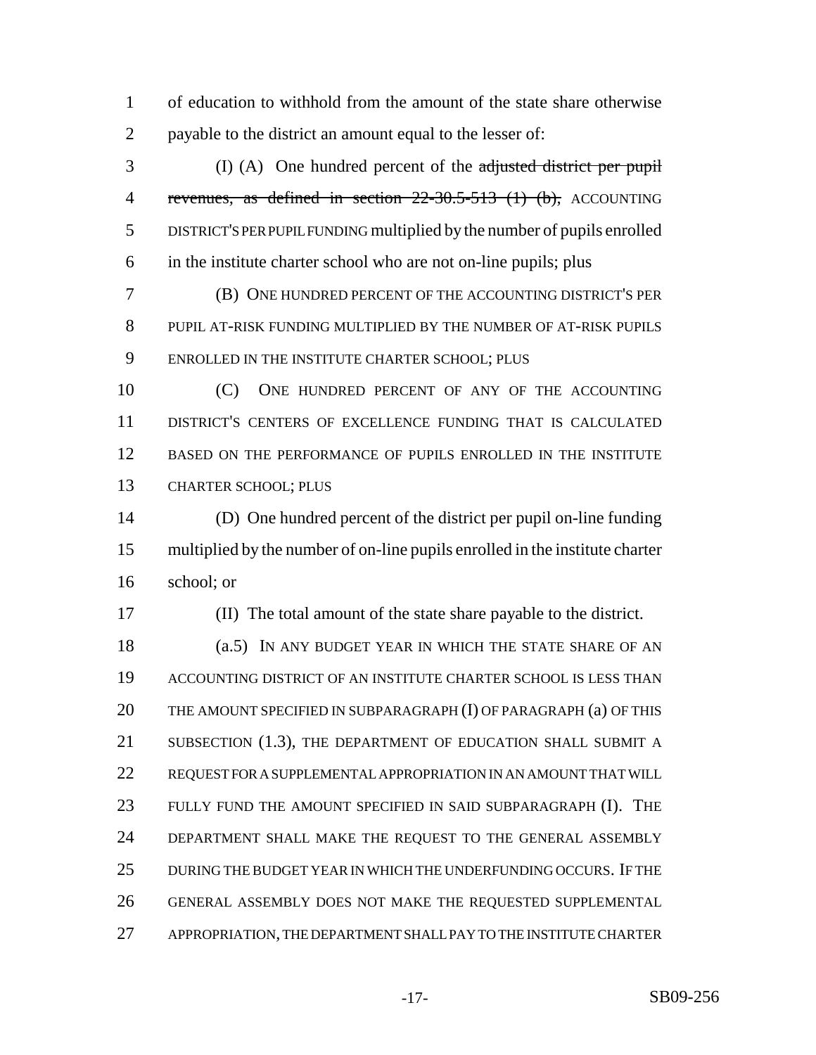of education to withhold from the amount of the state share otherwise payable to the district an amount equal to the lesser of:

(I) (A) One hundred percent of the ~~adjusted district per pupil revenues, as defined in section 22-30.5-513 (1) (b),~~ ACCOUNTING DISTRICT'S PER PUPIL FUNDING multiplied by the number of pupils enrolled in the institute charter school who are not on-line pupils; plus

(B) ONE HUNDRED PERCENT OF THE ACCOUNTING DISTRICT'S PER PUPIL AT-RISK FUNDING MULTIPLIED BY THE NUMBER OF AT-RISK PUPILS ENROLLED IN THE INSTITUTE CHARTER SCHOOL; PLUS

(C) ONE HUNDRED PERCENT OF ANY OF THE ACCOUNTING DISTRICT'S CENTERS OF EXCELLENCE FUNDING THAT IS CALCULATED BASED ON THE PERFORMANCE OF PUPILS ENROLLED IN THE INSTITUTE CHARTER SCHOOL; PLUS

(D) One hundred percent of the district per pupil on-line funding multiplied by the number of on-line pupils enrolled in the institute charter school; or

(II) The total amount of the state share payable to the district.

(a.5) IN ANY BUDGET YEAR IN WHICH THE STATE SHARE OF AN ACCOUNTING DISTRICT OF AN INSTITUTE CHARTER SCHOOL IS LESS THAN THE AMOUNT SPECIFIED IN SUBPARAGRAPH (I) OF PARAGRAPH (a) OF THIS SUBSECTION (1.3), THE DEPARTMENT OF EDUCATION SHALL SUBMIT A REQUEST FOR A SUPPLEMENTAL APPROPRIATION IN AN AMOUNT THAT WILL FULLY FUND THE AMOUNT SPECIFIED IN SAID SUBPARAGRAPH (I). THE DEPARTMENT SHALL MAKE THE REQUEST TO THE GENERAL ASSEMBLY DURING THE BUDGET YEAR IN WHICH THE UNDERFUNDING OCCURS. IF THE GENERAL ASSEMBLY DOES NOT MAKE THE REQUESTED SUPPLEMENTAL APPROPRIATION, THE DEPARTMENT SHALL PAY TO THE INSTITUTE CHARTER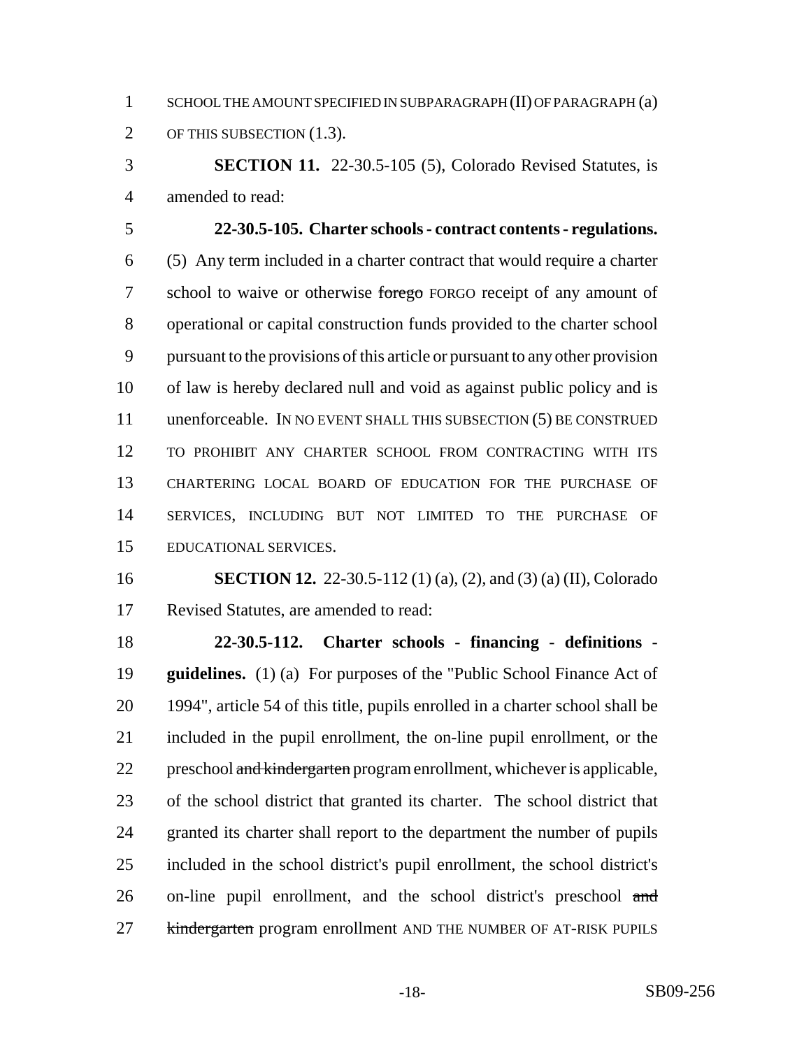SCHOOL THE AMOUNT SPECIFIED IN SUBPARAGRAPH (II) OF PARAGRAPH (a) OF THIS SUBSECTION (1.3).

**SECTION 11.** 22-30.5-105 (5), Colorado Revised Statutes, is amended to read:

**22-30.5-105. Charter schools - contract contents - regulations.** (5) Any term included in a charter contract that would require a charter school to waive or otherwise ~~forego~~ FORGO receipt of any amount of operational or capital construction funds provided to the charter school pursuant to the provisions of this article or pursuant to any other provision of law is hereby declared null and void as against public policy and is unenforceable. IN NO EVENT SHALL THIS SUBSECTION (5) BE CONSTRUED TO PROHIBIT ANY CHARTER SCHOOL FROM CONTRACTING WITH ITS CHARTERING LOCAL BOARD OF EDUCATION FOR THE PURCHASE OF SERVICES, INCLUDING BUT NOT LIMITED TO THE PURCHASE OF EDUCATIONAL SERVICES.

**SECTION 12.** 22-30.5-112 (1) (a), (2), and (3) (a) (II), Colorado Revised Statutes, are amended to read:

**22-30.5-112. Charter schools - financing - definitions - guidelines.** (1) (a) For purposes of the "Public School Finance Act of 1994", article 54 of this title, pupils enrolled in a charter school shall be included in the pupil enrollment, the on-line pupil enrollment, or the preschool ~~and kindergarten~~ program enrollment, whichever is applicable, of the school district that granted its charter. The school district that granted its charter shall report to the department the number of pupils included in the school district's pupil enrollment, the school district's on-line pupil enrollment, and the school district's preschool ~~and kindergarten~~ program enrollment AND THE NUMBER OF AT-RISK PUPILS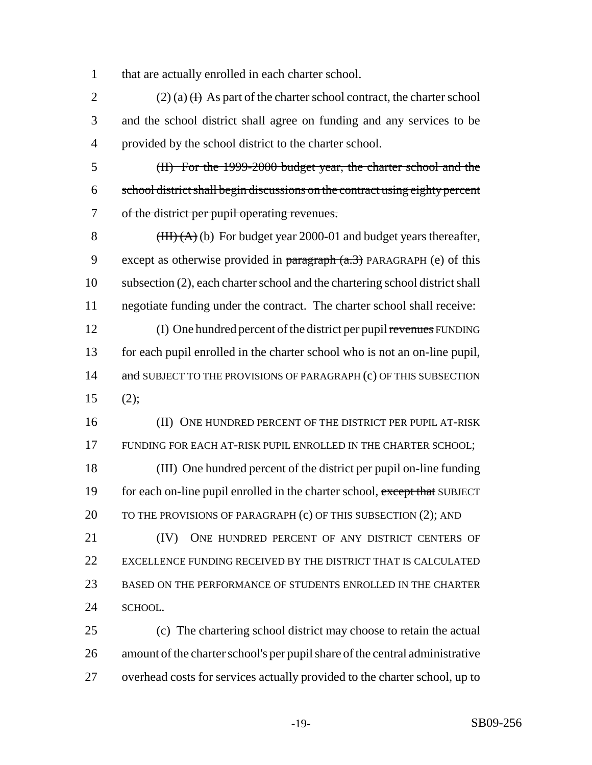that are actually enrolled in each charter school.

(2) (a) ~~(I)~~ As part of the charter school contract, the charter school and the school district shall agree on funding and any services to be provided by the school district to the charter school.

~~(II) For the 1999-2000 budget year, the charter school and the school district shall begin discussions on the contract using eighty percent of the district per pupil operating revenues.~~

~~(III) (A)~~ (b) For budget year 2000-01 and budget years thereafter, except as otherwise provided in ~~paragraph (a.3)~~ PARAGRAPH (e) of this subsection (2), each charter school and the chartering school district shall negotiate funding under the contract. The charter school shall receive:

(I) One hundred percent of the district per pupil ~~revenues~~ FUNDING for each pupil enrolled in the charter school who is not an on-line pupil, ~~and~~ SUBJECT TO THE PROVISIONS OF PARAGRAPH (c) OF THIS SUBSECTION (2);

(II) ONE HUNDRED PERCENT OF THE DISTRICT PER PUPIL AT-RISK FUNDING FOR EACH AT-RISK PUPIL ENROLLED IN THE CHARTER SCHOOL;

(III) One hundred percent of the district per pupil on-line funding for each on-line pupil enrolled in the charter school, ~~except that~~ SUBJECT TO THE PROVISIONS OF PARAGRAPH (c) OF THIS SUBSECTION (2); AND

(IV) ONE HUNDRED PERCENT OF ANY DISTRICT CENTERS OF EXCELLENCE FUNDING RECEIVED BY THE DISTRICT THAT IS CALCULATED BASED ON THE PERFORMANCE OF STUDENTS ENROLLED IN THE CHARTER SCHOOL.

(c) The chartering school district may choose to retain the actual amount of the charter school's per pupil share of the central administrative overhead costs for services actually provided to the charter school, up to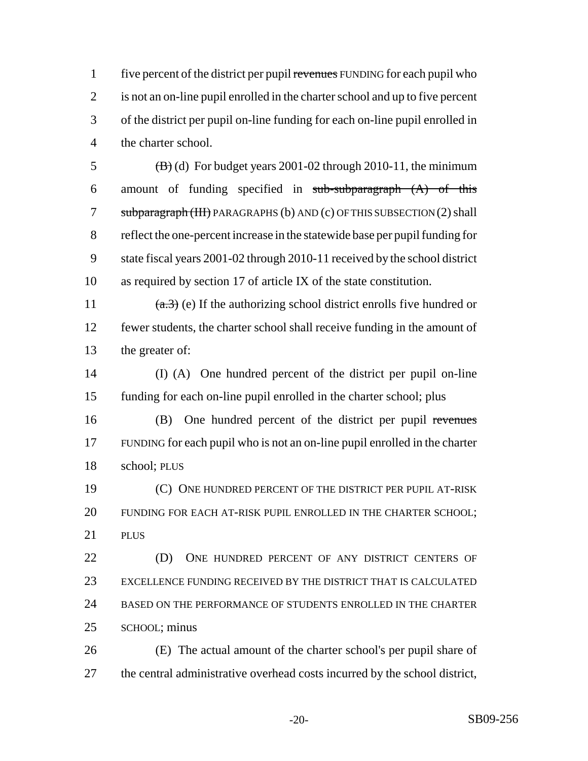five percent of the district per pupil ~~revenues~~ FUNDING for each pupil who is not an on-line pupil enrolled in the charter school and up to five percent of the district per pupil on-line funding for each on-line pupil enrolled in the charter school.

~~(B)~~ (d) For budget years 2001-02 through 2010-11, the minimum amount of funding specified in ~~sub-subparagraph (A) of this subparagraph (III)~~ PARAGRAPHS (b) AND (c) OF THIS SUBSECTION (2) shall reflect the one-percent increase in the statewide base per pupil funding for state fiscal years 2001-02 through 2010-11 received by the school district as required by section 17 of article IX of the state constitution.

~~(a.3)~~ (e) If the authorizing school district enrolls five hundred or fewer students, the charter school shall receive funding in the amount of the greater of:

(I) (A) One hundred percent of the district per pupil on-line funding for each on-line pupil enrolled in the charter school; plus

(B) One hundred percent of the district per pupil ~~revenues~~ FUNDING for each pupil who is not an on-line pupil enrolled in the charter school; PLUS

(C) ONE HUNDRED PERCENT OF THE DISTRICT PER PUPIL AT-RISK FUNDING FOR EACH AT-RISK PUPIL ENROLLED IN THE CHARTER SCHOOL; PLUS

(D) ONE HUNDRED PERCENT OF ANY DISTRICT CENTERS OF EXCELLENCE FUNDING RECEIVED BY THE DISTRICT THAT IS CALCULATED BASED ON THE PERFORMANCE OF STUDENTS ENROLLED IN THE CHARTER SCHOOL; minus

(E) The actual amount of the charter school's per pupil share of the central administrative overhead costs incurred by the school district,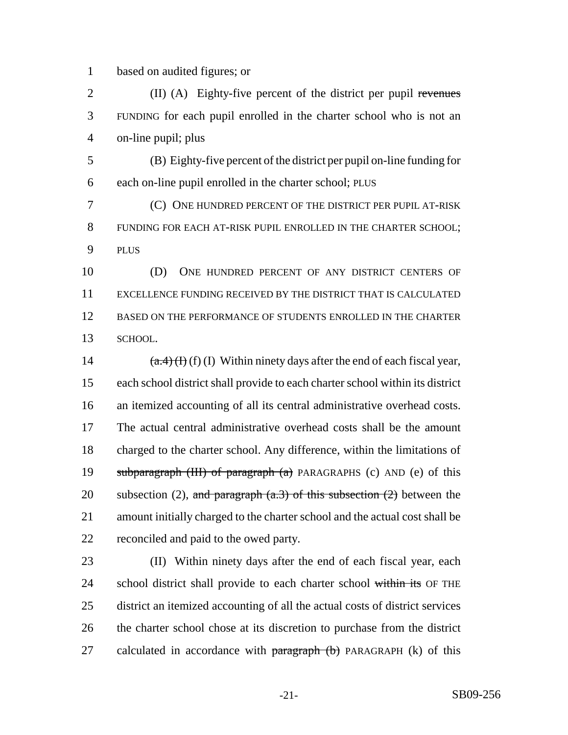based on audited figures; or

(II) (A) Eighty-five percent of the district per pupil ~~revenues~~ FUNDING for each pupil enrolled in the charter school who is not an on-line pupil; plus

(B) Eighty-five percent of the district per pupil on-line funding for each on-line pupil enrolled in the charter school; PLUS

(C) ONE HUNDRED PERCENT OF THE DISTRICT PER PUPIL AT-RISK FUNDING FOR EACH AT-RISK PUPIL ENROLLED IN THE CHARTER SCHOOL; PLUS

(D) ONE HUNDRED PERCENT OF ANY DISTRICT CENTERS OF EXCELLENCE FUNDING RECEIVED BY THE DISTRICT THAT IS CALCULATED BASED ON THE PERFORMANCE OF STUDENTS ENROLLED IN THE CHARTER SCHOOL.

~~(a.4) (I)~~ (f) (I) Within ninety days after the end of each fiscal year, each school district shall provide to each charter school within its district an itemized accounting of all its central administrative overhead costs. The actual central administrative overhead costs shall be the amount charged to the charter school. Any difference, within the limitations of ~~subparagraph (III) of paragraph (a)~~ PARAGRAPHS (c) AND (e) of this subsection (2), ~~and paragraph (a.3) of this subsection (2)~~ between the amount initially charged to the charter school and the actual cost shall be reconciled and paid to the owed party.

(II) Within ninety days after the end of each fiscal year, each school district shall provide to each charter school ~~within its~~ OF THE district an itemized accounting of all the actual costs of district services the charter school chose at its discretion to purchase from the district calculated in accordance with ~~paragraph (b)~~ PARAGRAPH (k) of this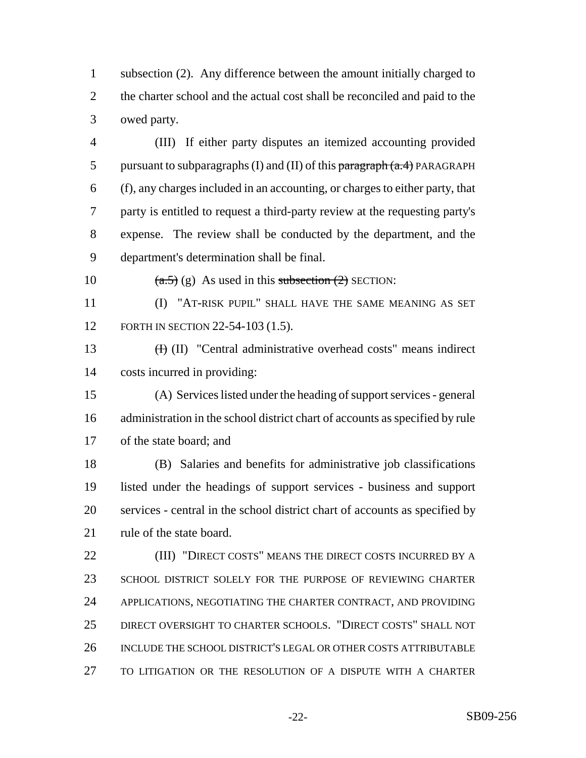subsection (2). Any difference between the amount initially charged to the charter school and the actual cost shall be reconciled and paid to the owed party.

(III) If either party disputes an itemized accounting provided pursuant to subparagraphs (I) and (II) of this ~~paragraph (a.4)~~ PARAGRAPH (f), any charges included in an accounting, or charges to either party, that party is entitled to request a third-party review at the requesting party's expense. The review shall be conducted by the department, and the department's determination shall be final.

~~(a.5)~~ (g) As used in this ~~subsection (2)~~ SECTION:

(I) "AT-RISK PUPIL" SHALL HAVE THE SAME MEANING AS SET FORTH IN SECTION 22-54-103 (1.5).

~~(I)~~ (II) "Central administrative overhead costs" means indirect costs incurred in providing:

(A) Services listed under the heading of support services - general administration in the school district chart of accounts as specified by rule of the state board; and

(B) Salaries and benefits for administrative job classifications listed under the headings of support services - business and support services - central in the school district chart of accounts as specified by rule of the state board.

(III) "DIRECT COSTS" MEANS THE DIRECT COSTS INCURRED BY A SCHOOL DISTRICT SOLELY FOR THE PURPOSE OF REVIEWING CHARTER APPLICATIONS, NEGOTIATING THE CHARTER CONTRACT, AND PROVIDING DIRECT OVERSIGHT TO CHARTER SCHOOLS. "DIRECT COSTS" SHALL NOT INCLUDE THE SCHOOL DISTRICT'S LEGAL OR OTHER COSTS ATTRIBUTABLE TO LITIGATION OR THE RESOLUTION OF A DISPUTE WITH A CHARTER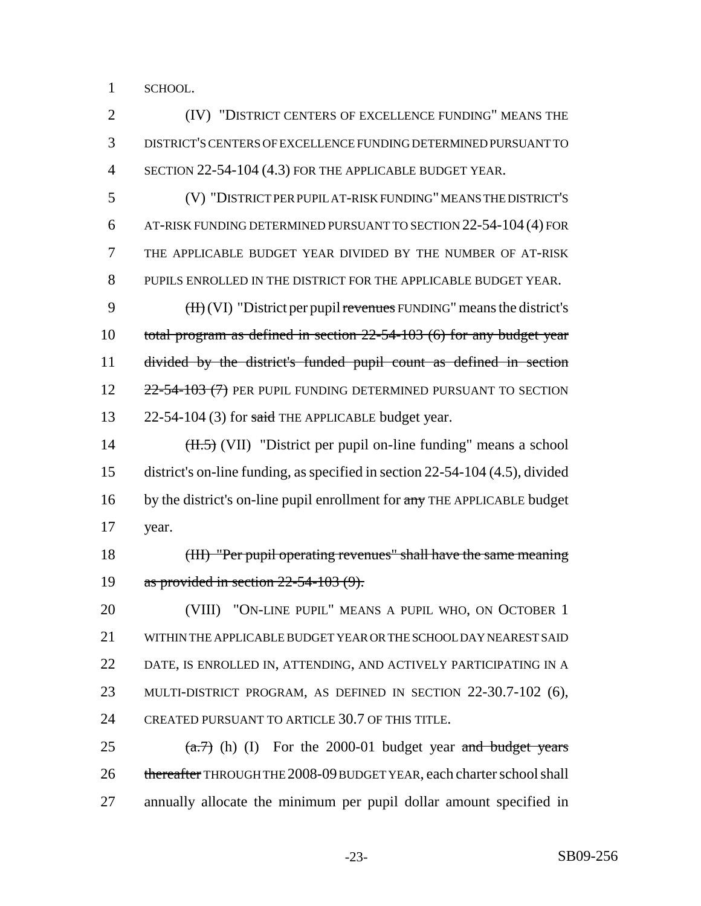SCHOOL.

(IV) "DISTRICT CENTERS OF EXCELLENCE FUNDING" MEANS THE DISTRICT'S CENTERS OF EXCELLENCE FUNDING DETERMINED PURSUANT TO SECTION 22-54-104 (4.3) FOR THE APPLICABLE BUDGET YEAR.

(V) "DISTRICT PER PUPIL AT-RISK FUNDING" MEANS THE DISTRICT'S AT-RISK FUNDING DETERMINED PURSUANT TO SECTION 22-54-104 (4) FOR THE APPLICABLE BUDGET YEAR DIVIDED BY THE NUMBER OF AT-RISK PUPILS ENROLLED IN THE DISTRICT FOR THE APPLICABLE BUDGET YEAR.

~~(II)~~ (VI) "District per pupil ~~revenues~~ FUNDING" means the district's ~~total program as defined in section 22-54-103 (6) for any budget year divided by the district's funded pupil count as defined in section 22-54-103 (7)~~ PER PUPIL FUNDING DETERMINED PURSUANT TO SECTION 22-54-104 (3) for ~~said~~ THE APPLICABLE budget year.

~~(II.5)~~ (VII) "District per pupil on-line funding" means a school district's on-line funding, as specified in section 22-54-104 (4.5), divided by the district's on-line pupil enrollment for ~~any~~ THE APPLICABLE budget year.

~~(III) "Per pupil operating revenues" shall have the same meaning as provided in section 22-54-103 (9).~~

(VIII) "ON-LINE PUPIL" MEANS A PUPIL WHO, ON OCTOBER 1 WITHIN THE APPLICABLE BUDGET YEAR OR THE SCHOOL DAY NEAREST SAID DATE, IS ENROLLED IN, ATTENDING, AND ACTIVELY PARTICIPATING IN A MULTI-DISTRICT PROGRAM, AS DEFINED IN SECTION 22-30.7-102 (6), CREATED PURSUANT TO ARTICLE 30.7 OF THIS TITLE.

~~(a.7)~~ (h) (I) For the 2000-01 budget year ~~and budget years thereafter~~ THROUGH THE 2008-09 BUDGET YEAR, each charter school shall annually allocate the minimum per pupil dollar amount specified in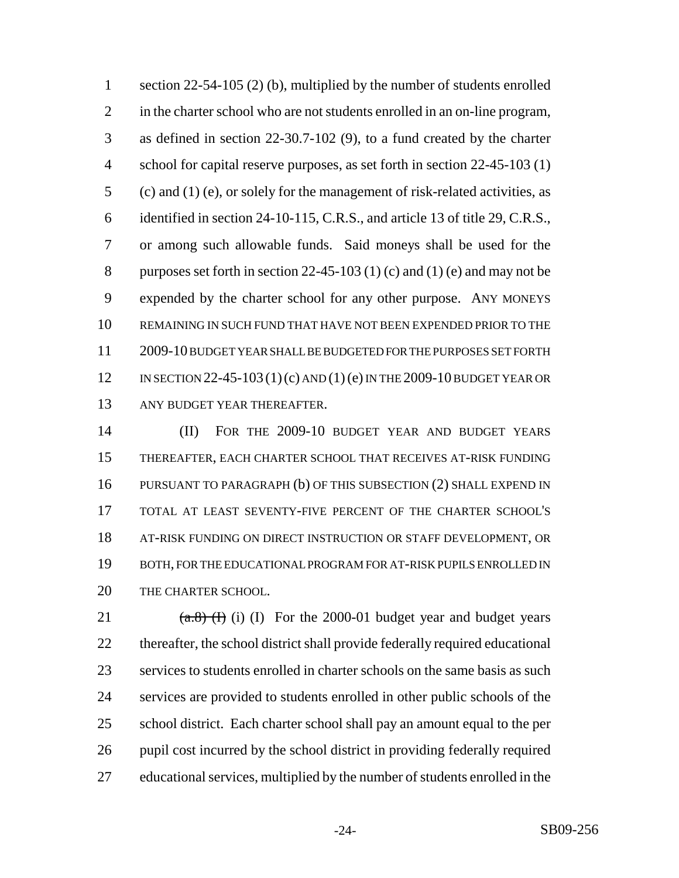section 22-54-105 (2) (b), multiplied by the number of students enrolled in the charter school who are not students enrolled in an on-line program, as defined in section 22-30.7-102 (9), to a fund created by the charter school for capital reserve purposes, as set forth in section 22-45-103 (1) (c) and (1) (e), or solely for the management of risk-related activities, as identified in section 24-10-115, C.R.S., and article 13 of title 29, C.R.S., or among such allowable funds. Said moneys shall be used for the purposes set forth in section 22-45-103 (1) (c) and (1) (e) and may not be expended by the charter school for any other purpose. ANY MONEYS REMAINING IN SUCH FUND THAT HAVE NOT BEEN EXPENDED PRIOR TO THE 2009-10 BUDGET YEAR SHALL BE BUDGETED FOR THE PURPOSES SET FORTH IN SECTION 22-45-103 (1) (c) AND (1) (e) IN THE 2009-10 BUDGET YEAR OR ANY BUDGET YEAR THEREAFTER.

(II) FOR THE 2009-10 BUDGET YEAR AND BUDGET YEARS THEREAFTER, EACH CHARTER SCHOOL THAT RECEIVES AT-RISK FUNDING PURSUANT TO PARAGRAPH (b) OF THIS SUBSECTION (2) SHALL EXPEND IN TOTAL AT LEAST SEVENTY-FIVE PERCENT OF THE CHARTER SCHOOL'S AT-RISK FUNDING ON DIRECT INSTRUCTION OR STAFF DEVELOPMENT, OR BOTH, FOR THE EDUCATIONAL PROGRAM FOR AT-RISK PUPILS ENROLLED IN THE CHARTER SCHOOL.

~~(a.8) (I)~~ (i) (I) For the 2000-01 budget year and budget years thereafter, the school district shall provide federally required educational services to students enrolled in charter schools on the same basis as such services are provided to students enrolled in other public schools of the school district. Each charter school shall pay an amount equal to the per pupil cost incurred by the school district in providing federally required educational services, multiplied by the number of students enrolled in the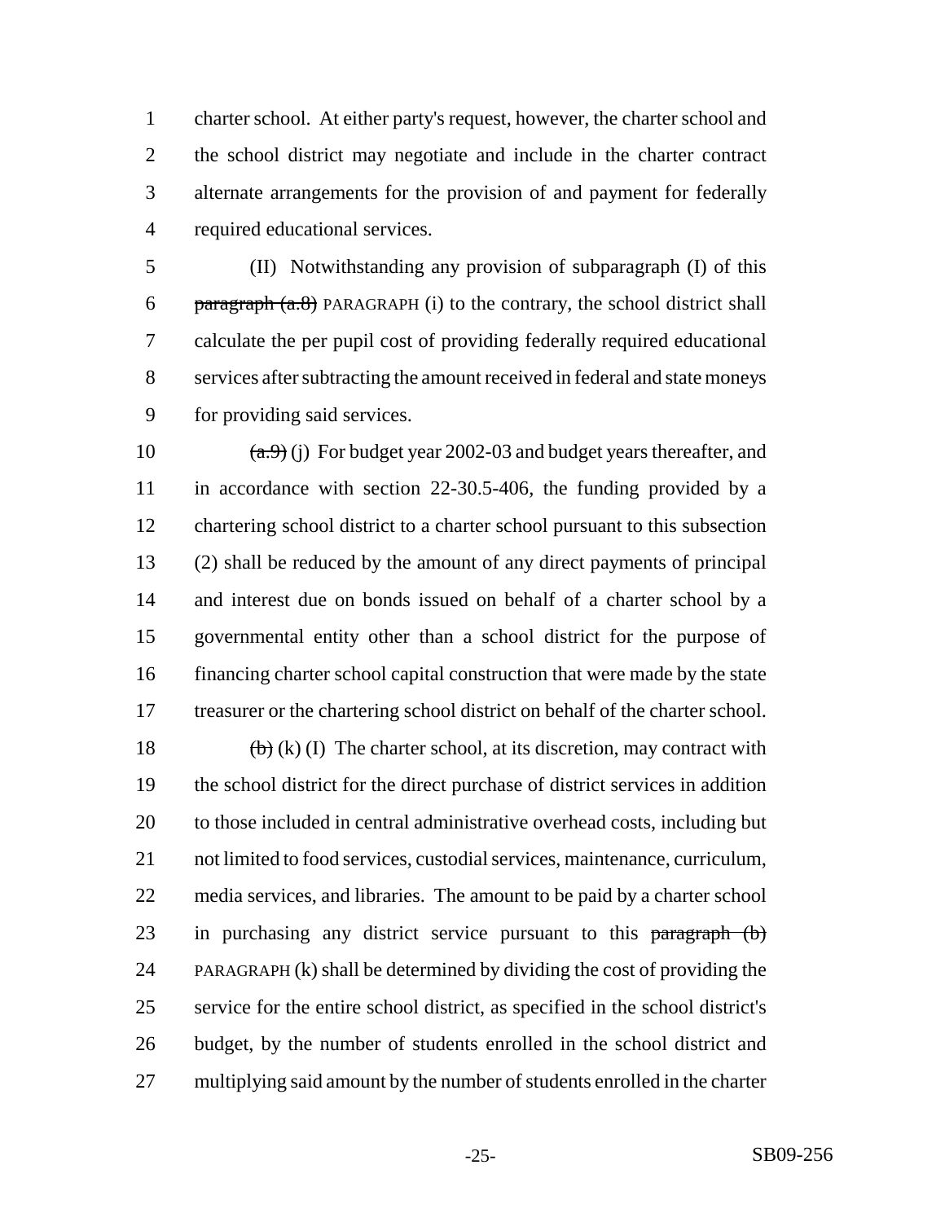charter school. At either party's request, however, the charter school and the school district may negotiate and include in the charter contract alternate arrangements for the provision of and payment for federally required educational services.

(II) Notwithstanding any provision of subparagraph (I) of this ~~paragraph (a.8)~~ PARAGRAPH (i) to the contrary, the school district shall calculate the per pupil cost of providing federally required educational services after subtracting the amount received in federal and state moneys for providing said services.

~~(a.9)~~ (j) For budget year 2002-03 and budget years thereafter, and in accordance with section 22-30.5-406, the funding provided by a chartering school district to a charter school pursuant to this subsection (2) shall be reduced by the amount of any direct payments of principal and interest due on bonds issued on behalf of a charter school by a governmental entity other than a school district for the purpose of financing charter school capital construction that were made by the state treasurer or the chartering school district on behalf of the charter school.

~~(b)~~ (k) (I) The charter school, at its discretion, may contract with the school district for the direct purchase of district services in addition to those included in central administrative overhead costs, including but not limited to food services, custodial services, maintenance, curriculum, media services, and libraries. The amount to be paid by a charter school in purchasing any district service pursuant to this ~~paragraph (b)~~ PARAGRAPH (k) shall be determined by dividing the cost of providing the service for the entire school district, as specified in the school district's budget, by the number of students enrolled in the school district and multiplying said amount by the number of students enrolled in the charter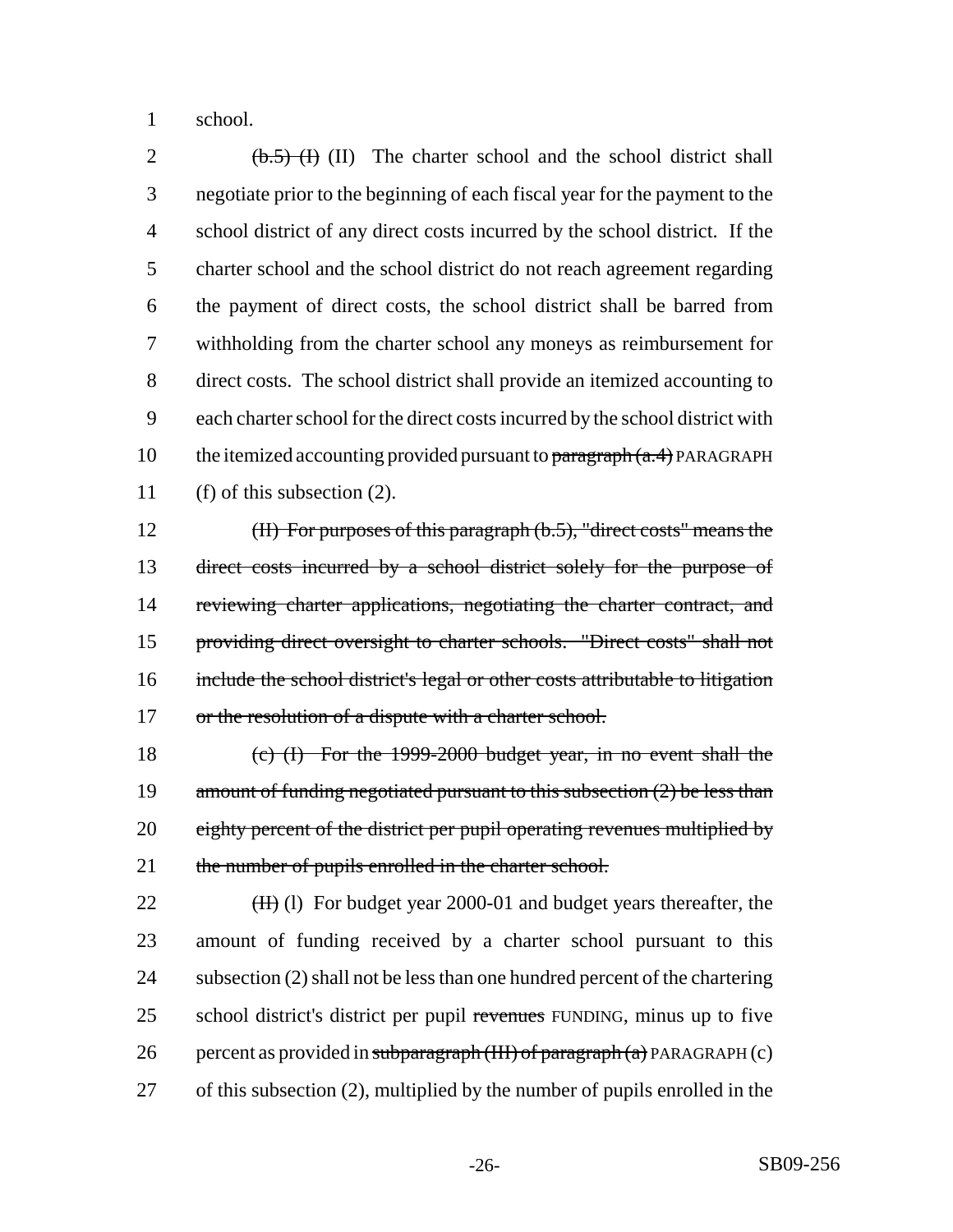school.

~~(b.5) (I)~~ (II) The charter school and the school district shall negotiate prior to the beginning of each fiscal year for the payment to the school district of any direct costs incurred by the school district. If the charter school and the school district do not reach agreement regarding the payment of direct costs, the school district shall be barred from withholding from the charter school any moneys as reimbursement for direct costs. The school district shall provide an itemized accounting to each charter school for the direct costs incurred by the school district with the itemized accounting provided pursuant to ~~paragraph (a.4)~~ PARAGRAPH (f) of this subsection (2).

~~(II) For purposes of this paragraph (b.5), "direct costs" means the direct costs incurred by a school district solely for the purpose of reviewing charter applications, negotiating the charter contract, and providing direct oversight to charter schools. "Direct costs" shall not include the school district's legal or other costs attributable to litigation or the resolution of a dispute with a charter school.~~

~~(c) (I) For the 1999-2000 budget year, in no event shall the amount of funding negotiated pursuant to this subsection (2) be less than eighty percent of the district per pupil operating revenues multiplied by the number of pupils enrolled in the charter school.~~

~~(II)~~ (l) For budget year 2000-01 and budget years thereafter, the amount of funding received by a charter school pursuant to this subsection (2) shall not be less than one hundred percent of the chartering school district's district per pupil ~~revenues~~ FUNDING, minus up to five percent as provided in ~~subparagraph (III) of paragraph (a)~~ PARAGRAPH (c) of this subsection (2), multiplied by the number of pupils enrolled in the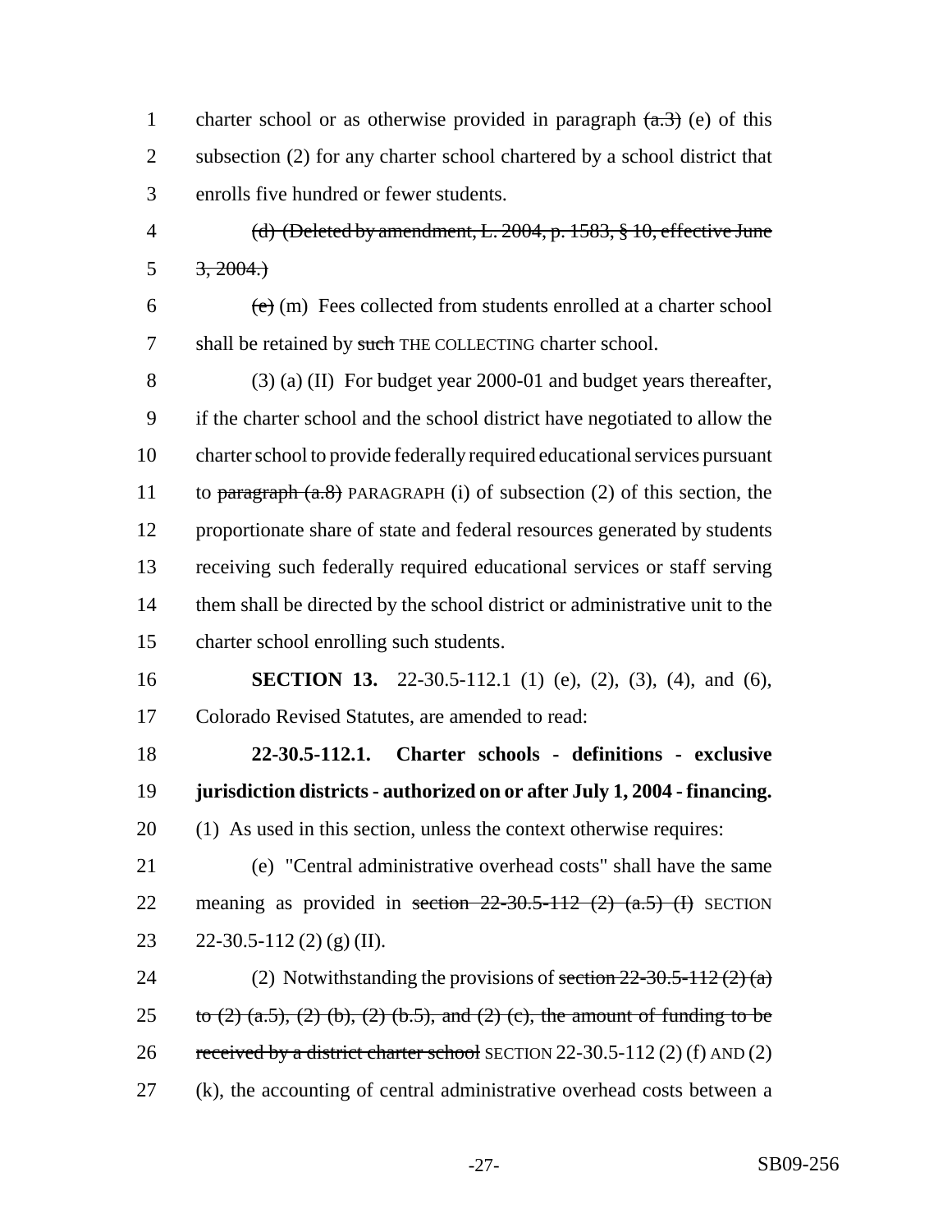charter school or as otherwise provided in paragraph ~~(a.3)~~ (e) of this subsection (2) for any charter school chartered by a school district that enrolls five hundred or fewer students.

~~(d) (Deleted by amendment, L. 2004, p. 1583, § 10, effective June 3, 2004.)~~

~~(e)~~ (m) Fees collected from students enrolled at a charter school shall be retained by ~~such~~ THE COLLECTING charter school.

(3) (a) (II) For budget year 2000-01 and budget years thereafter, if the charter school and the school district have negotiated to allow the charter school to provide federally required educational services pursuant to ~~paragraph (a.8)~~ PARAGRAPH (i) of subsection (2) of this section, the proportionate share of state and federal resources generated by students receiving such federally required educational services or staff serving them shall be directed by the school district or administrative unit to the charter school enrolling such students.

**SECTION 13.** 22-30.5-112.1 (1) (e), (2), (3), (4), and (6), Colorado Revised Statutes, are amended to read:

**22-30.5-112.1. Charter schools - definitions - exclusive jurisdiction districts - authorized on or after July 1, 2004 - financing.** (1) As used in this section, unless the context otherwise requires:

(e) "Central administrative overhead costs" shall have the same meaning as provided in ~~section 22-30.5-112 (2) (a.5) (I)~~ SECTION 22-30.5-112 (2) (g) (II).

(2) Notwithstanding the provisions of ~~section 22-30.5-112 (2) (a) to (2) (a.5), (2) (b), (2) (b.5), and (2) (c), the amount of funding to be received by a district charter school~~ SECTION 22-30.5-112 (2) (f) AND (2) (k), the accounting of central administrative overhead costs between a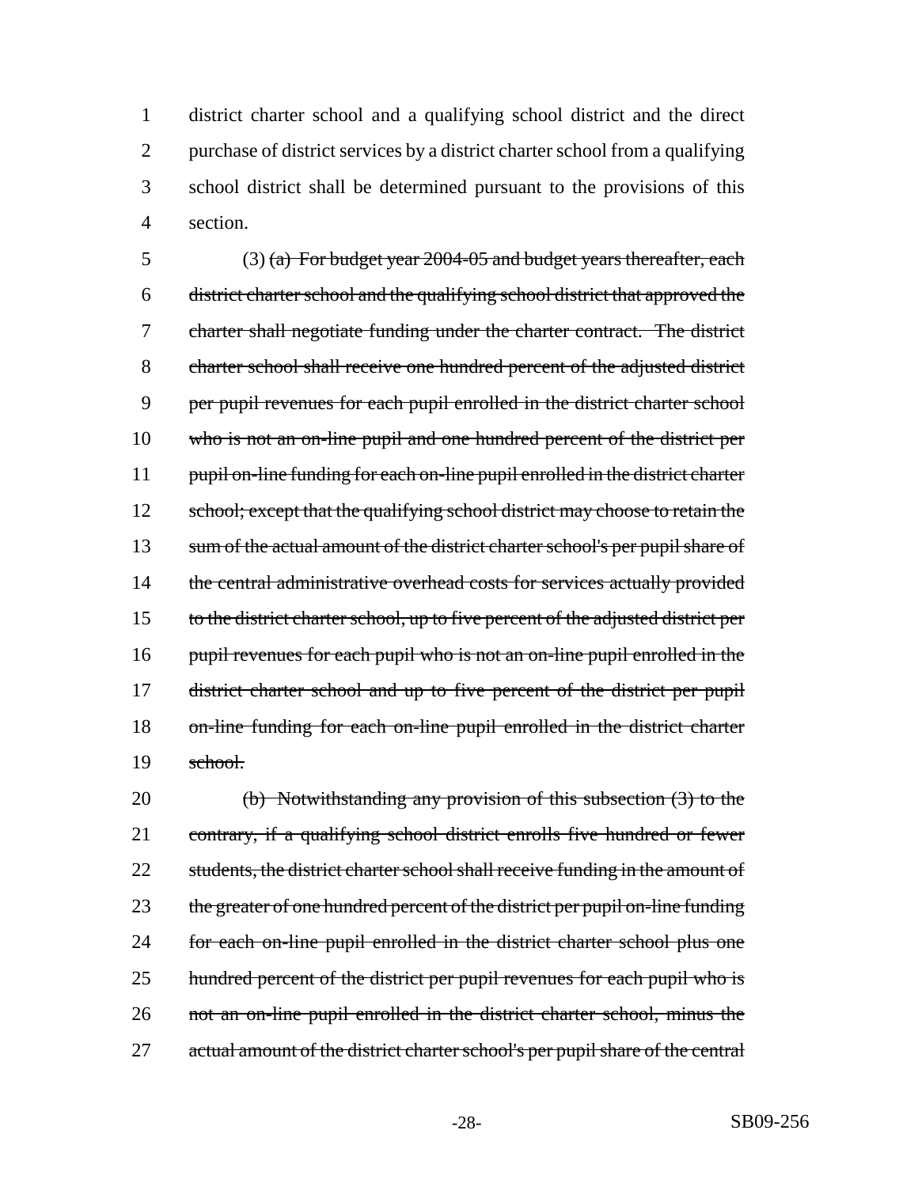district charter school and a qualifying school district and the direct purchase of district services by a district charter school from a qualifying school district shall be determined pursuant to the provisions of this section.

(3) ~~(a) For budget year 2004-05 and budget years thereafter, each district charter school and the qualifying school district that approved the charter shall negotiate funding under the charter contract. The district charter school shall receive one hundred percent of the adjusted district per pupil revenues for each pupil enrolled in the district charter school who is not an on-line pupil and one hundred percent of the district per pupil on-line funding for each on-line pupil enrolled in the district charter school; except that the qualifying school district may choose to retain the sum of the actual amount of the district charter school's per pupil share of the central administrative overhead costs for services actually provided to the district charter school, up to five percent of the adjusted district per pupil revenues for each pupil who is not an on-line pupil enrolled in the district charter school and up to five percent of the district per pupil on-line funding for each on-line pupil enrolled in the district charter school.~~

~~(b) Notwithstanding any provision of this subsection (3) to the contrary, if a qualifying school district enrolls five hundred or fewer students, the district charter school shall receive funding in the amount of the greater of one hundred percent of the district per pupil on-line funding for each on-line pupil enrolled in the district charter school plus one hundred percent of the district per pupil revenues for each pupil who is not an on-line pupil enrolled in the district charter school, minus the actual amount of the district charter school's per pupil share of the central~~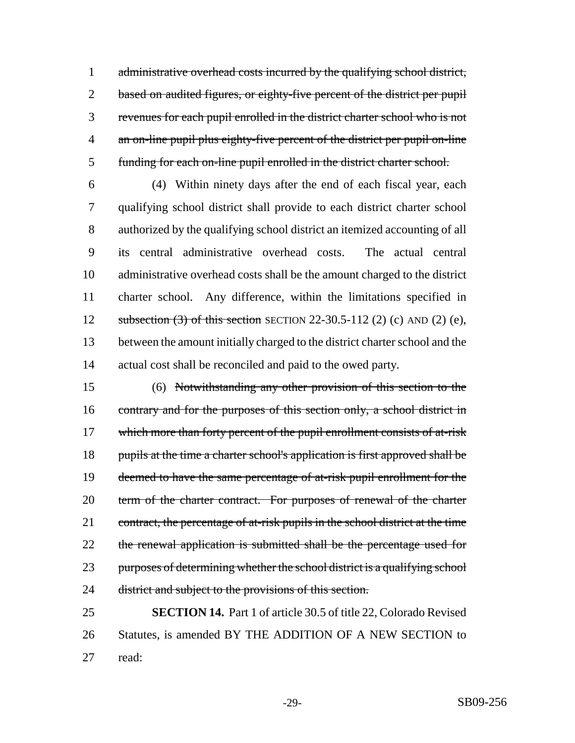~~administrative overhead costs incurred by the qualifying school district, based on audited figures, or eighty-five percent of the district per pupil revenues for each pupil enrolled in the district charter school who is not an on-line pupil plus eighty-five percent of the district per pupil on-line funding for each on-line pupil enrolled in the district charter school.~~

(4) Within ninety days after the end of each fiscal year, each qualifying school district shall provide to each district charter school authorized by the qualifying school district an itemized accounting of all its central administrative overhead costs. The actual central administrative overhead costs shall be the amount charged to the district charter school. Any difference, within the limitations specified in ~~subsection (3) of this section~~ SECTION 22-30.5-112 (2) (c) AND (2) (e), between the amount initially charged to the district charter school and the actual cost shall be reconciled and paid to the owed party.

(6) ~~Notwithstanding any other provision of this section to the contrary and for the purposes of this section only, a school district in which more than forty percent of the pupil enrollment consists of at-risk pupils at the time a charter school's application is first approved shall be deemed to have the same percentage of at-risk pupil enrollment for the term of the charter contract. For purposes of renewal of the charter contract, the percentage of at-risk pupils in the school district at the time the renewal application is submitted shall be the percentage used for purposes of determining whether the school district is a qualifying school district and subject to the provisions of this section.~~

**SECTION 14.** Part 1 of article 30.5 of title 22, Colorado Revised Statutes, is amended BY THE ADDITION OF A NEW SECTION to read: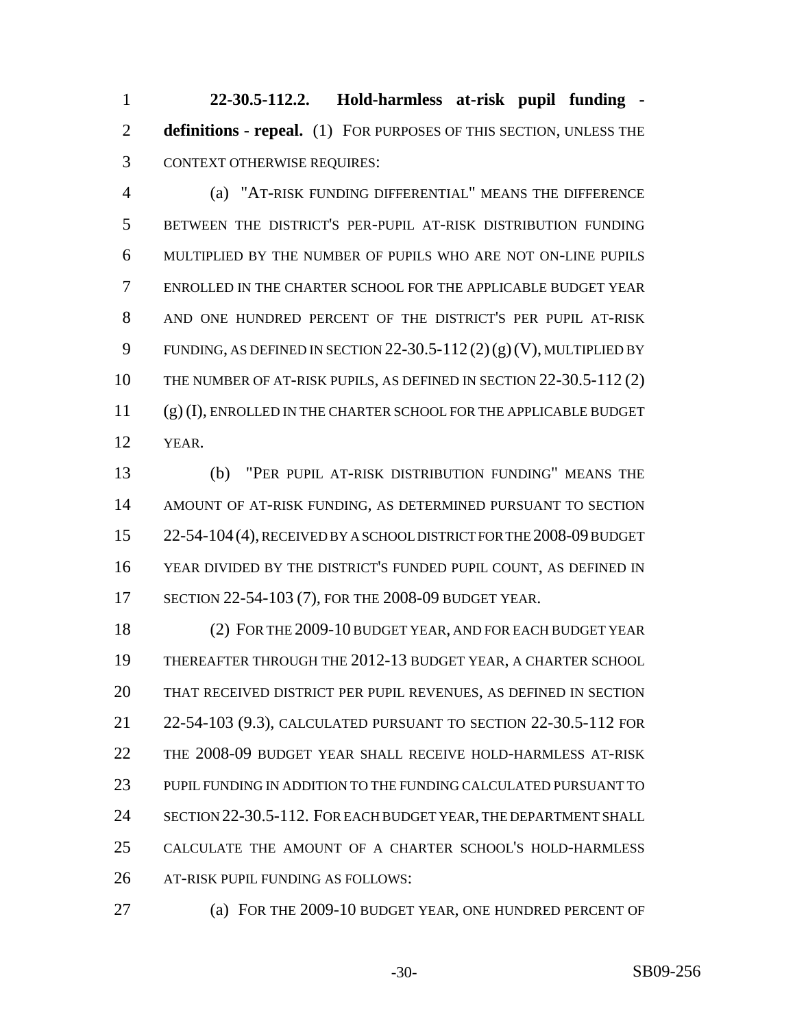**22-30.5-112.2. Hold-harmless at-risk pupil funding - definitions - repeal.** (1) FOR PURPOSES OF THIS SECTION, UNLESS THE CONTEXT OTHERWISE REQUIRES:

(a) "AT-RISK FUNDING DIFFERENTIAL" MEANS THE DIFFERENCE BETWEEN THE DISTRICT'S PER-PUPIL AT-RISK DISTRIBUTION FUNDING MULTIPLIED BY THE NUMBER OF PUPILS WHO ARE NOT ON-LINE PUPILS ENROLLED IN THE CHARTER SCHOOL FOR THE APPLICABLE BUDGET YEAR AND ONE HUNDRED PERCENT OF THE DISTRICT'S PER PUPIL AT-RISK FUNDING, AS DEFINED IN SECTION 22-30.5-112 (2) (g) (V), MULTIPLIED BY THE NUMBER OF AT-RISK PUPILS, AS DEFINED IN SECTION 22-30.5-112 (2) (g) (I), ENROLLED IN THE CHARTER SCHOOL FOR THE APPLICABLE BUDGET YEAR.

(b) "PER PUPIL AT-RISK DISTRIBUTION FUNDING" MEANS THE AMOUNT OF AT-RISK FUNDING, AS DETERMINED PURSUANT TO SECTION 22-54-104 (4), RECEIVED BY A SCHOOL DISTRICT FOR THE 2008-09 BUDGET YEAR DIVIDED BY THE DISTRICT'S FUNDED PUPIL COUNT, AS DEFINED IN SECTION 22-54-103 (7), FOR THE 2008-09 BUDGET YEAR.

(2) FOR THE 2009-10 BUDGET YEAR, AND FOR EACH BUDGET YEAR THEREAFTER THROUGH THE 2012-13 BUDGET YEAR, A CHARTER SCHOOL THAT RECEIVED DISTRICT PER PUPIL REVENUES, AS DEFINED IN SECTION 22-54-103 (9.3), CALCULATED PURSUANT TO SECTION 22-30.5-112 FOR THE 2008-09 BUDGET YEAR SHALL RECEIVE HOLD-HARMLESS AT-RISK PUPIL FUNDING IN ADDITION TO THE FUNDING CALCULATED PURSUANT TO SECTION 22-30.5-112. FOR EACH BUDGET YEAR, THE DEPARTMENT SHALL CALCULATE THE AMOUNT OF A CHARTER SCHOOL'S HOLD-HARMLESS AT-RISK PUPIL FUNDING AS FOLLOWS:

(a) FOR THE 2009-10 BUDGET YEAR, ONE HUNDRED PERCENT OF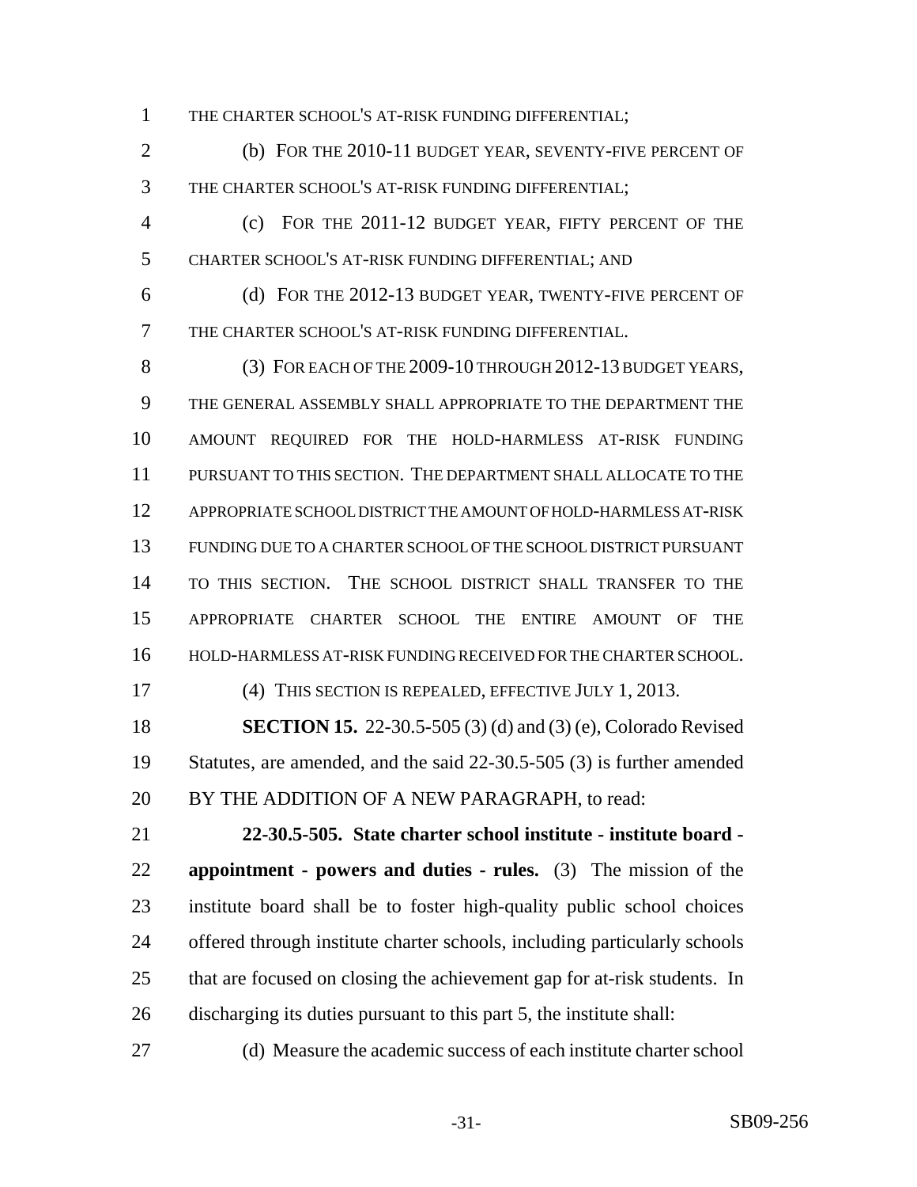THE CHARTER SCHOOL'S AT-RISK FUNDING DIFFERENTIAL;

(b) FOR THE 2010-11 BUDGET YEAR, SEVENTY-FIVE PERCENT OF THE CHARTER SCHOOL'S AT-RISK FUNDING DIFFERENTIAL;

(c) FOR THE 2011-12 BUDGET YEAR, FIFTY PERCENT OF THE CHARTER SCHOOL'S AT-RISK FUNDING DIFFERENTIAL; AND

(d) FOR THE 2012-13 BUDGET YEAR, TWENTY-FIVE PERCENT OF THE CHARTER SCHOOL'S AT-RISK FUNDING DIFFERENTIAL.

(3) FOR EACH OF THE 2009-10 THROUGH 2012-13 BUDGET YEARS, THE GENERAL ASSEMBLY SHALL APPROPRIATE TO THE DEPARTMENT THE AMOUNT REQUIRED FOR THE HOLD-HARMLESS AT-RISK FUNDING PURSUANT TO THIS SECTION. THE DEPARTMENT SHALL ALLOCATE TO THE APPROPRIATE SCHOOL DISTRICT THE AMOUNT OF HOLD-HARMLESS AT-RISK FUNDING DUE TO A CHARTER SCHOOL OF THE SCHOOL DISTRICT PURSUANT TO THIS SECTION. THE SCHOOL DISTRICT SHALL TRANSFER TO THE APPROPRIATE CHARTER SCHOOL THE ENTIRE AMOUNT OF THE HOLD-HARMLESS AT-RISK FUNDING RECEIVED FOR THE CHARTER SCHOOL.

(4) THIS SECTION IS REPEALED, EFFECTIVE JULY 1, 2013.

**SECTION 15.** 22-30.5-505 (3) (d) and (3) (e), Colorado Revised Statutes, are amended, and the said 22-30.5-505 (3) is further amended BY THE ADDITION OF A NEW PARAGRAPH, to read:

**22-30.5-505. State charter school institute - institute board - appointment - powers and duties - rules.** (3) The mission of the institute board shall be to foster high-quality public school choices offered through institute charter schools, including particularly schools that are focused on closing the achievement gap for at-risk students. In discharging its duties pursuant to this part 5, the institute shall:

(d) Measure the academic success of each institute charter school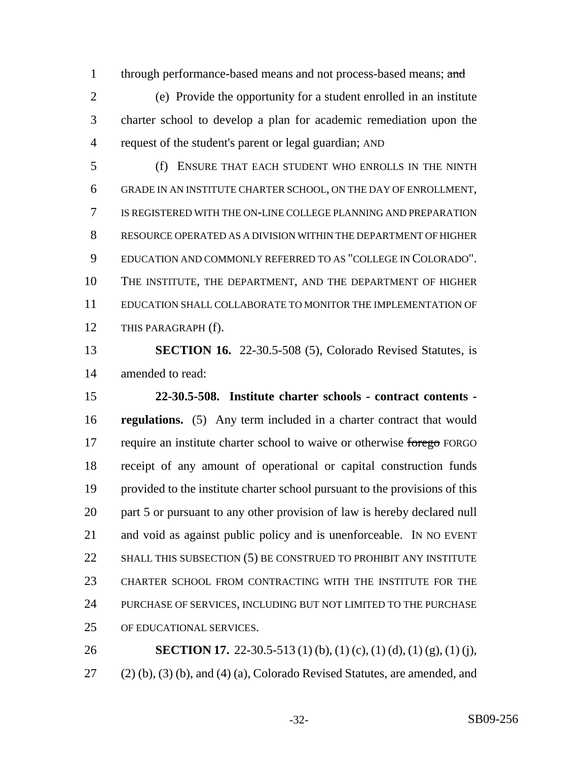through performance-based means and not process-based means; ~~and~~

(e) Provide the opportunity for a student enrolled in an institute charter school to develop a plan for academic remediation upon the request of the student's parent or legal guardian; AND

(f) ENSURE THAT EACH STUDENT WHO ENROLLS IN THE NINTH GRADE IN AN INSTITUTE CHARTER SCHOOL, ON THE DAY OF ENROLLMENT, IS REGISTERED WITH THE ON-LINE COLLEGE PLANNING AND PREPARATION RESOURCE OPERATED AS A DIVISION WITHIN THE DEPARTMENT OF HIGHER EDUCATION AND COMMONLY REFERRED TO AS "COLLEGE IN COLORADO". THE INSTITUTE, THE DEPARTMENT, AND THE DEPARTMENT OF HIGHER EDUCATION SHALL COLLABORATE TO MONITOR THE IMPLEMENTATION OF THIS PARAGRAPH (f).

**SECTION 16.** 22-30.5-508 (5), Colorado Revised Statutes, is amended to read:

**22-30.5-508. Institute charter schools - contract contents - regulations.** (5) Any term included in a charter contract that would require an institute charter school to waive or otherwise ~~forego~~ FORGO receipt of any amount of operational or capital construction funds provided to the institute charter school pursuant to the provisions of this part 5 or pursuant to any other provision of law is hereby declared null and void as against public policy and is unenforceable. IN NO EVENT SHALL THIS SUBSECTION (5) BE CONSTRUED TO PROHIBIT ANY INSTITUTE CHARTER SCHOOL FROM CONTRACTING WITH THE INSTITUTE FOR THE PURCHASE OF SERVICES, INCLUDING BUT NOT LIMITED TO THE PURCHASE OF EDUCATIONAL SERVICES.

**SECTION 17.** 22-30.5-513 (1) (b), (1) (c), (1) (d), (1) (g), (1) (j), (2) (b), (3) (b), and (4) (a), Colorado Revised Statutes, are amended, and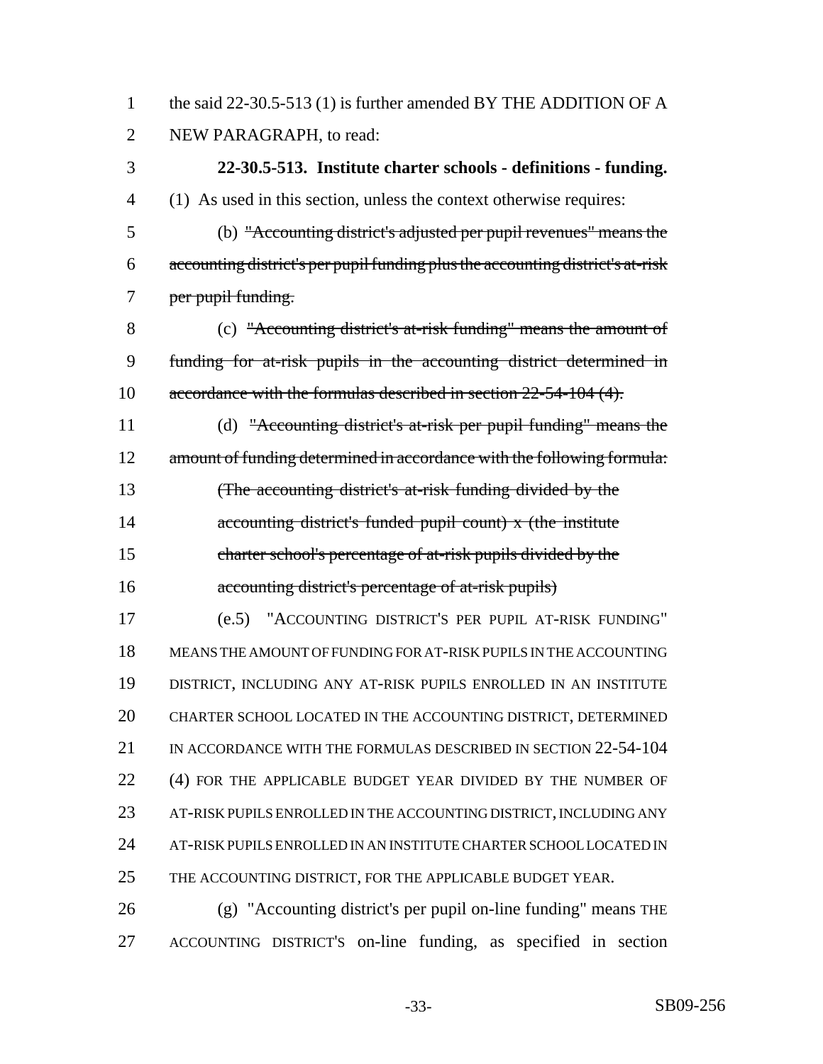the said 22-30.5-513 (1) is further amended BY THE ADDITION OF A NEW PARAGRAPH, to read:

**22-30.5-513. Institute charter schools - definitions - funding.** (1) As used in this section, unless the context otherwise requires:

(b) ~~"Accounting district's adjusted per pupil revenues" means the accounting district's per pupil funding plus the accounting district's at-risk per pupil funding.~~

(c) ~~"Accounting district's at-risk funding" means the amount of funding for at-risk pupils in the accounting district determined in accordance with the formulas described in section 22-54-104 (4).~~

(d) ~~"Accounting district's at-risk per pupil funding" means the amount of funding determined in accordance with the following formula:~~

~~(The accounting district's at-risk funding divided by the accounting district's funded pupil count) x (the institute charter school's percentage of at-risk pupils divided by the accounting district's percentage of at-risk pupils)~~

(e.5) "ACCOUNTING DISTRICT'S PER PUPIL AT-RISK FUNDING" MEANS THE AMOUNT OF FUNDING FOR AT-RISK PUPILS IN THE ACCOUNTING DISTRICT, INCLUDING ANY AT-RISK PUPILS ENROLLED IN AN INSTITUTE CHARTER SCHOOL LOCATED IN THE ACCOUNTING DISTRICT, DETERMINED IN ACCORDANCE WITH THE FORMULAS DESCRIBED IN SECTION 22-54-104 (4) FOR THE APPLICABLE BUDGET YEAR DIVIDED BY THE NUMBER OF AT-RISK PUPILS ENROLLED IN THE ACCOUNTING DISTRICT, INCLUDING ANY AT-RISK PUPILS ENROLLED IN AN INSTITUTE CHARTER SCHOOL LOCATED IN THE ACCOUNTING DISTRICT, FOR THE APPLICABLE BUDGET YEAR.

(g) "Accounting district's per pupil on-line funding" means THE ACCOUNTING DISTRICT'S on-line funding, as specified in section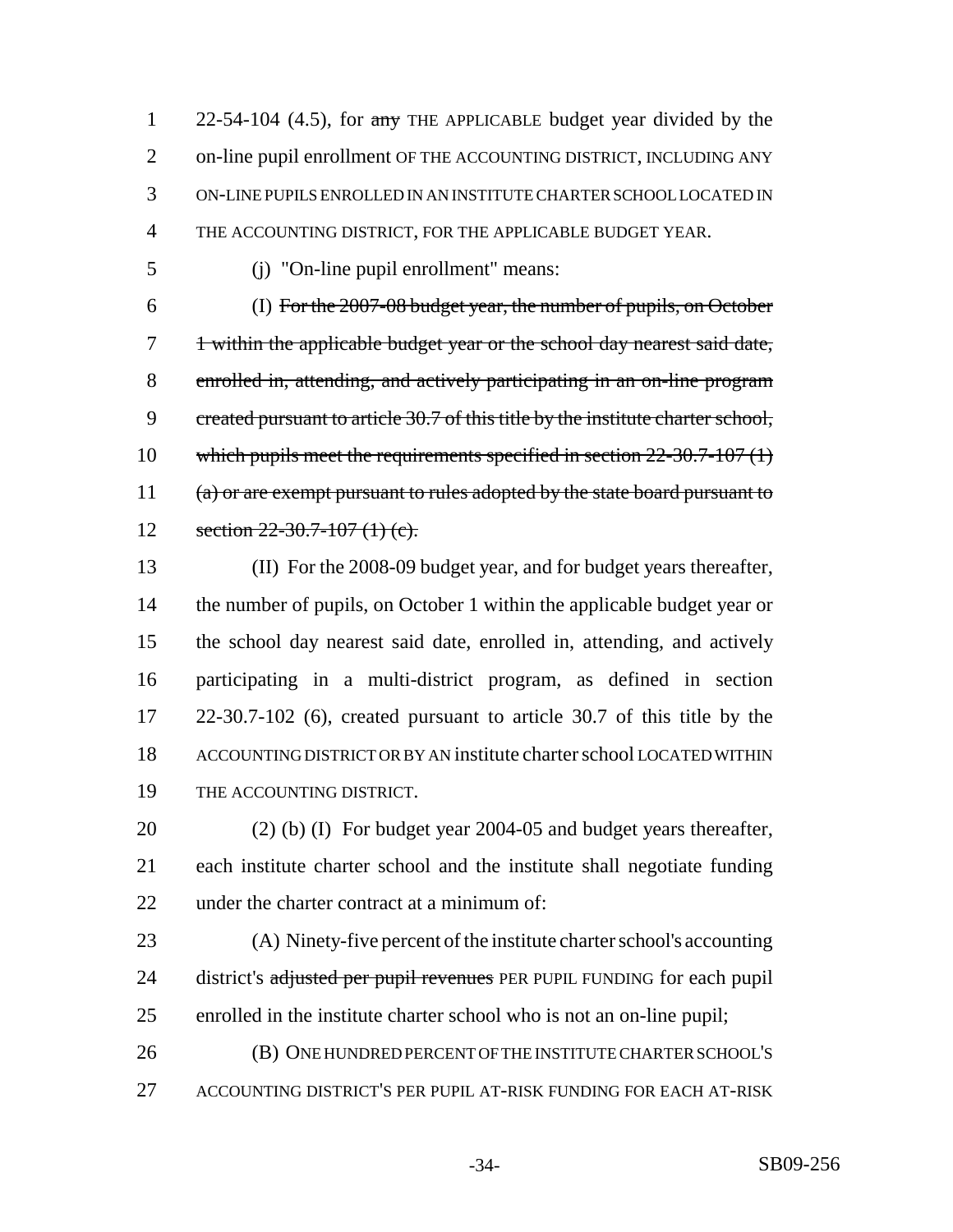22-54-104 (4.5), for ~~any~~ THE APPLICABLE budget year divided by the on-line pupil enrollment OF THE ACCOUNTING DISTRICT, INCLUDING ANY ON-LINE PUPILS ENROLLED IN AN INSTITUTE CHARTER SCHOOL LOCATED IN THE ACCOUNTING DISTRICT, FOR THE APPLICABLE BUDGET YEAR.

(j) "On-line pupil enrollment" means:

(I) ~~For the 2007-08 budget year, the number of pupils, on October 1 within the applicable budget year or the school day nearest said date, enrolled in, attending, and actively participating in an on-line program created pursuant to article 30.7 of this title by the institute charter school, which pupils meet the requirements specified in section 22-30.7-107 (1) (a) or are exempt pursuant to rules adopted by the state board pursuant to section 22-30.7-107 (1) (c).~~

(II) For the 2008-09 budget year, and for budget years thereafter, the number of pupils, on October 1 within the applicable budget year or the school day nearest said date, enrolled in, attending, and actively participating in a multi-district program, as defined in section 22-30.7-102 (6), created pursuant to article 30.7 of this title by the ACCOUNTING DISTRICT OR BY AN institute charter school LOCATED WITHIN THE ACCOUNTING DISTRICT.

(2) (b) (I) For budget year 2004-05 and budget years thereafter, each institute charter school and the institute shall negotiate funding under the charter contract at a minimum of:

(A) Ninety-five percent of the institute charter school's accounting district's ~~adjusted per pupil revenues~~ PER PUPIL FUNDING for each pupil enrolled in the institute charter school who is not an on-line pupil;

(B) ONE HUNDRED PERCENT OF THE INSTITUTE CHARTER SCHOOL'S ACCOUNTING DISTRICT'S PER PUPIL AT-RISK FUNDING FOR EACH AT-RISK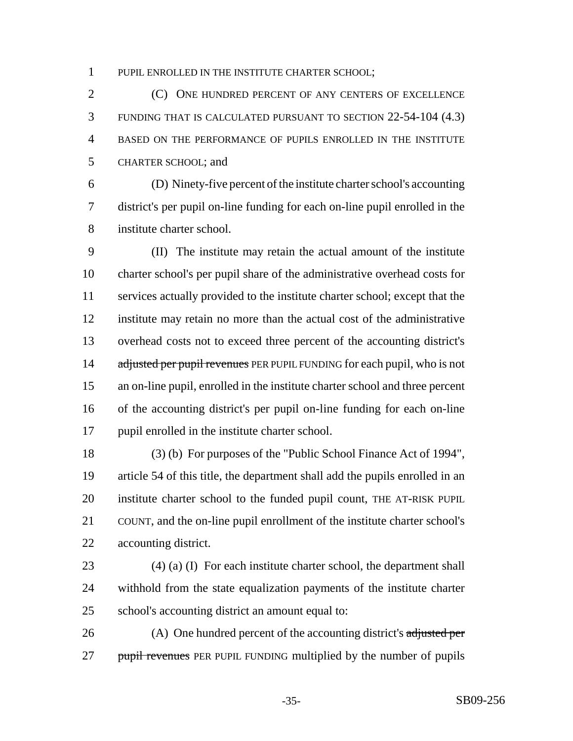PUPIL ENROLLED IN THE INSTITUTE CHARTER SCHOOL;

(C) ONE HUNDRED PERCENT OF ANY CENTERS OF EXCELLENCE FUNDING THAT IS CALCULATED PURSUANT TO SECTION 22-54-104 (4.3) BASED ON THE PERFORMANCE OF PUPILS ENROLLED IN THE INSTITUTE CHARTER SCHOOL; and

(D) Ninety-five percent of the institute charter school's accounting district's per pupil on-line funding for each on-line pupil enrolled in the institute charter school.

(II) The institute may retain the actual amount of the institute charter school's per pupil share of the administrative overhead costs for services actually provided to the institute charter school; except that the institute may retain no more than the actual cost of the administrative overhead costs not to exceed three percent of the accounting district's ~~adjusted per pupil revenues~~ PER PUPIL FUNDING for each pupil, who is not an on-line pupil, enrolled in the institute charter school and three percent of the accounting district's per pupil on-line funding for each on-line pupil enrolled in the institute charter school.

(3) (b) For purposes of the "Public School Finance Act of 1994", article 54 of this title, the department shall add the pupils enrolled in an institute charter school to the funded pupil count, THE AT-RISK PUPIL COUNT, and the on-line pupil enrollment of the institute charter school's accounting district.

(4) (a) (I) For each institute charter school, the department shall withhold from the state equalization payments of the institute charter school's accounting district an amount equal to:

(A) One hundred percent of the accounting district's ~~adjusted per pupil revenues~~ PER PUPIL FUNDING multiplied by the number of pupils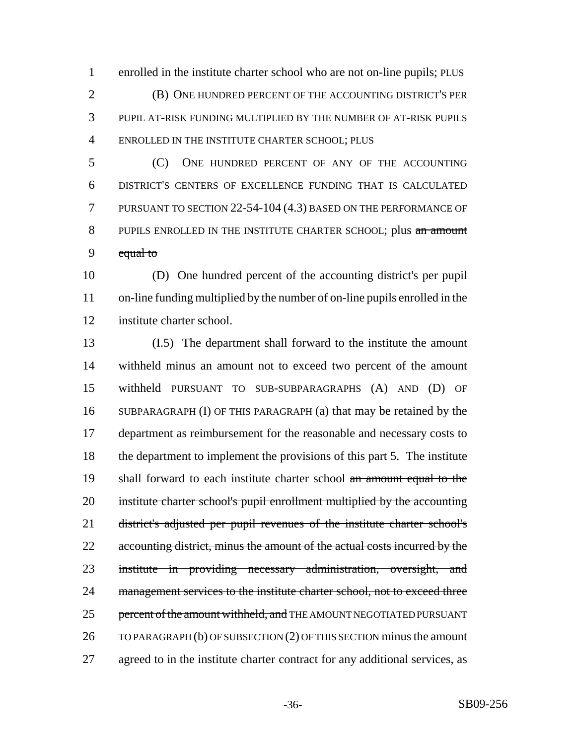enrolled in the institute charter school who are not on-line pupils; PLUS

(B) ONE HUNDRED PERCENT OF THE ACCOUNTING DISTRICT'S PER PUPIL AT-RISK FUNDING MULTIPLIED BY THE NUMBER OF AT-RISK PUPILS ENROLLED IN THE INSTITUTE CHARTER SCHOOL; PLUS

(C) ONE HUNDRED PERCENT OF ANY OF THE ACCOUNTING DISTRICT'S CENTERS OF EXCELLENCE FUNDING THAT IS CALCULATED PURSUANT TO SECTION 22-54-104 (4.3) BASED ON THE PERFORMANCE OF PUPILS ENROLLED IN THE INSTITUTE CHARTER SCHOOL; plus ~~an amount equal to~~

(D) One hundred percent of the accounting district's per pupil on-line funding multiplied by the number of on-line pupils enrolled in the institute charter school.

(I.5) The department shall forward to the institute the amount withheld minus an amount not to exceed two percent of the amount withheld PURSUANT TO SUB-SUBPARAGRAPHS (A) AND (D) OF SUBPARAGRAPH (I) OF THIS PARAGRAPH (a) that may be retained by the department as reimbursement for the reasonable and necessary costs to the department to implement the provisions of this part 5. The institute shall forward to each institute charter school ~~an amount equal to the institute charter school's pupil enrollment multiplied by the accounting district's adjusted per pupil revenues of the institute charter school's accounting district, minus the amount of the actual costs incurred by the institute in providing necessary administration, oversight, and management services to the institute charter school, not to exceed three percent of the amount withheld, and~~ THE AMOUNT NEGOTIATED PURSUANT TO PARAGRAPH (b) OF SUBSECTION (2) OF THIS SECTION minus the amount agreed to in the institute charter contract for any additional services, as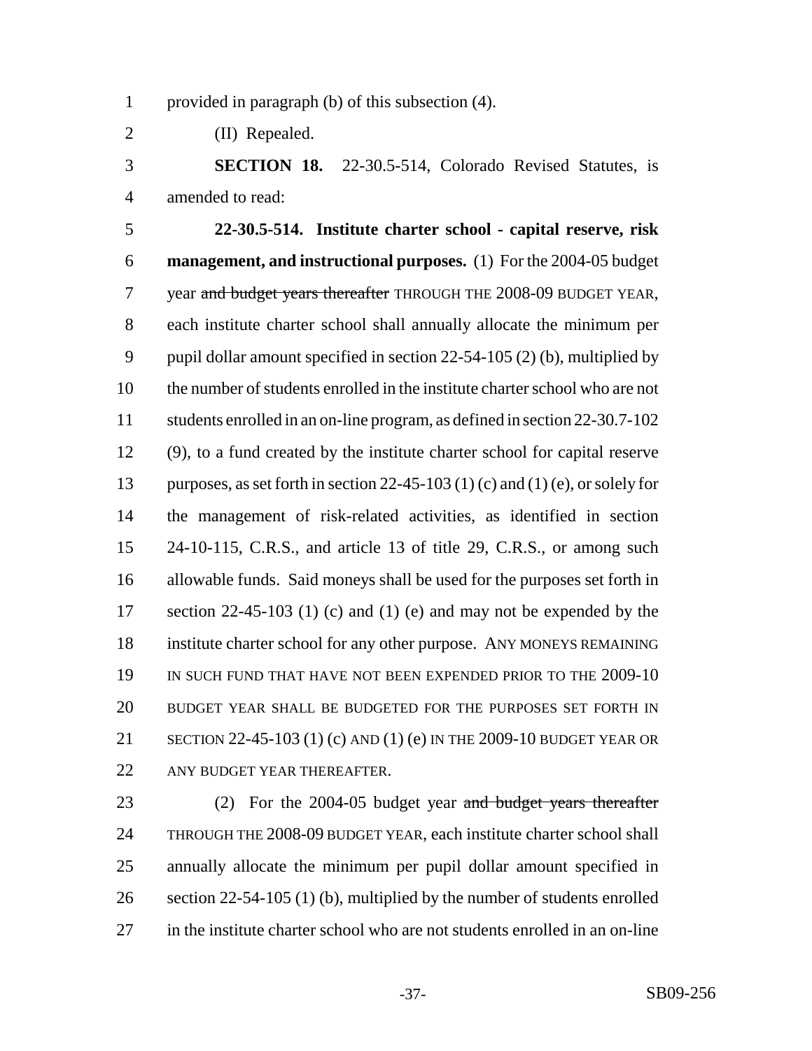provided in paragraph (b) of this subsection (4).

(II) Repealed.

**SECTION 18.** 22-30.5-514, Colorado Revised Statutes, is amended to read:

**22-30.5-514. Institute charter school - capital reserve, risk management, and instructional purposes.** (1) For the 2004-05 budget year ~~and budget years thereafter~~ THROUGH THE 2008-09 BUDGET YEAR, each institute charter school shall annually allocate the minimum per pupil dollar amount specified in section 22-54-105 (2) (b), multiplied by the number of students enrolled in the institute charter school who are not students enrolled in an on-line program, as defined in section 22-30.7-102 (9), to a fund created by the institute charter school for capital reserve purposes, as set forth in section 22-45-103 (1) (c) and (1) (e), or solely for the management of risk-related activities, as identified in section 24-10-115, C.R.S., and article 13 of title 29, C.R.S., or among such allowable funds. Said moneys shall be used for the purposes set forth in section 22-45-103 (1) (c) and (1) (e) and may not be expended by the institute charter school for any other purpose. ANY MONEYS REMAINING IN SUCH FUND THAT HAVE NOT BEEN EXPENDED PRIOR TO THE 2009-10 BUDGET YEAR SHALL BE BUDGETED FOR THE PURPOSES SET FORTH IN SECTION 22-45-103 (1) (c) AND (1) (e) IN THE 2009-10 BUDGET YEAR OR ANY BUDGET YEAR THEREAFTER.

(2) For the 2004-05 budget year ~~and budget years thereafter~~ THROUGH THE 2008-09 BUDGET YEAR, each institute charter school shall annually allocate the minimum per pupil dollar amount specified in section 22-54-105 (1) (b), multiplied by the number of students enrolled in the institute charter school who are not students enrolled in an on-line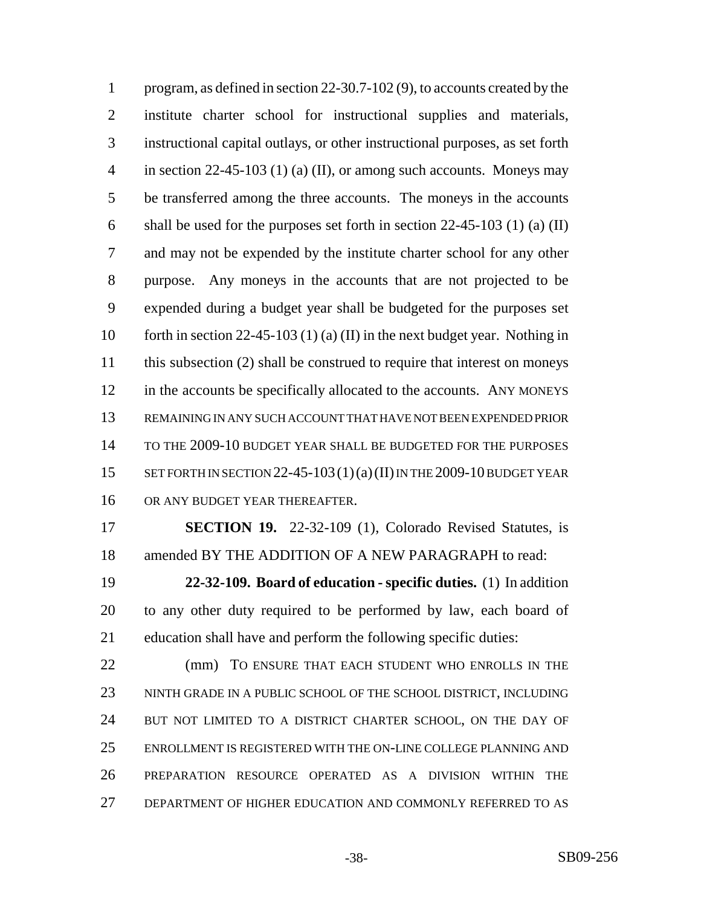program, as defined in section 22-30.7-102 (9), to accounts created by the institute charter school for instructional supplies and materials, instructional capital outlays, or other instructional purposes, as set forth in section 22-45-103 (1) (a) (II), or among such accounts. Moneys may be transferred among the three accounts. The moneys in the accounts shall be used for the purposes set forth in section 22-45-103 (1) (a) (II) and may not be expended by the institute charter school for any other purpose. Any moneys in the accounts that are not projected to be expended during a budget year shall be budgeted for the purposes set forth in section 22-45-103 (1) (a) (II) in the next budget year. Nothing in this subsection (2) shall be construed to require that interest on moneys in the accounts be specifically allocated to the accounts. ANY MONEYS REMAINING IN ANY SUCH ACCOUNT THAT HAVE NOT BEEN EXPENDED PRIOR TO THE 2009-10 BUDGET YEAR SHALL BE BUDGETED FOR THE PURPOSES SET FORTH IN SECTION 22-45-103 (1) (a) (II) IN THE 2009-10 BUDGET YEAR OR ANY BUDGET YEAR THEREAFTER.

**SECTION 19.** 22-32-109 (1), Colorado Revised Statutes, is amended BY THE ADDITION OF A NEW PARAGRAPH to read:

**22-32-109. Board of education - specific duties.** (1) In addition to any other duty required to be performed by law, each board of education shall have and perform the following specific duties:

(mm) TO ENSURE THAT EACH STUDENT WHO ENROLLS IN THE NINTH GRADE IN A PUBLIC SCHOOL OF THE SCHOOL DISTRICT, INCLUDING BUT NOT LIMITED TO A DISTRICT CHARTER SCHOOL, ON THE DAY OF ENROLLMENT IS REGISTERED WITH THE ON-LINE COLLEGE PLANNING AND PREPARATION RESOURCE OPERATED AS A DIVISION WITHIN THE DEPARTMENT OF HIGHER EDUCATION AND COMMONLY REFERRED TO AS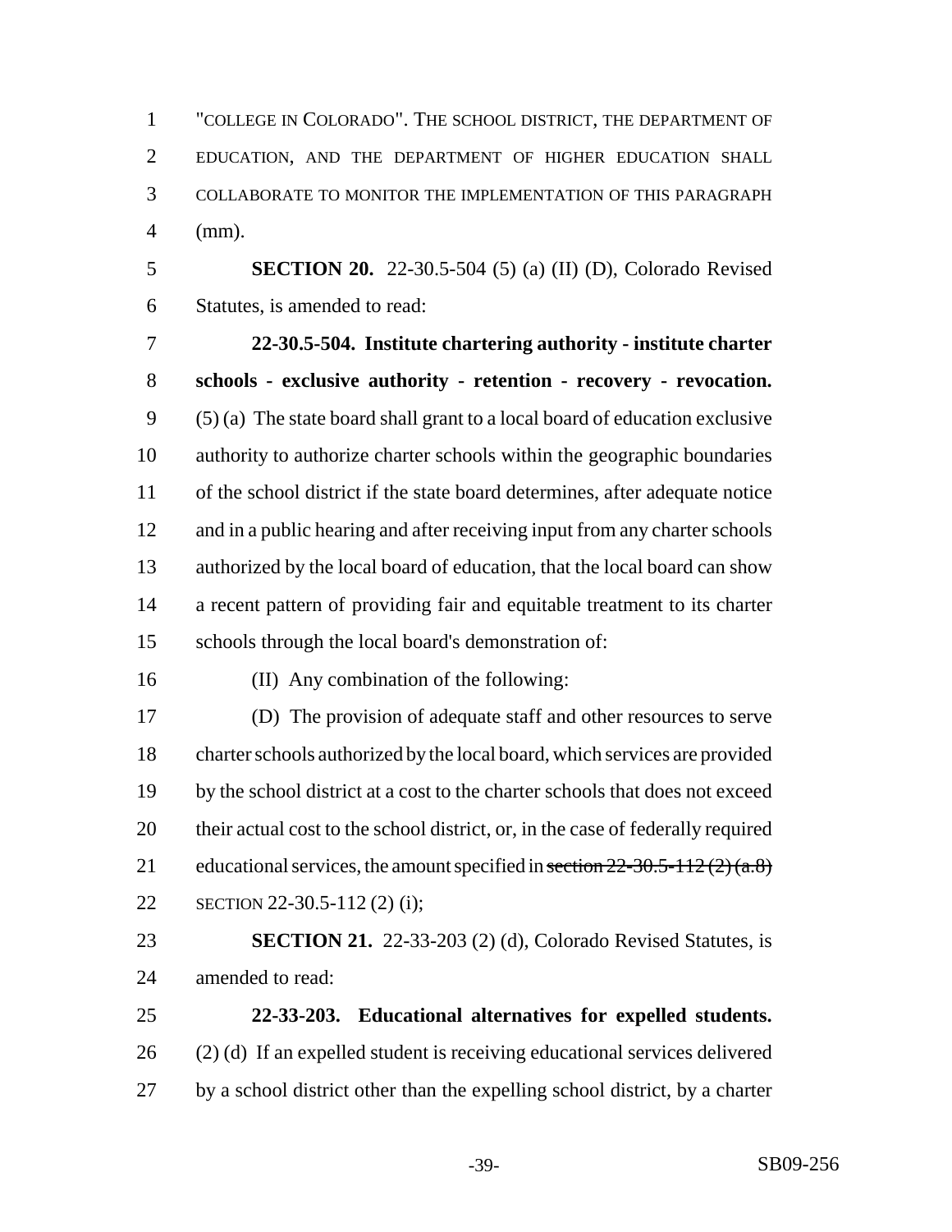"COLLEGE IN COLORADO". THE SCHOOL DISTRICT, THE DEPARTMENT OF EDUCATION, AND THE DEPARTMENT OF HIGHER EDUCATION SHALL COLLABORATE TO MONITOR THE IMPLEMENTATION OF THIS PARAGRAPH (mm).

**SECTION 20.** 22-30.5-504 (5) (a) (II) (D), Colorado Revised Statutes, is amended to read:

**22-30.5-504. Institute chartering authority - institute charter schools - exclusive authority - retention - recovery - revocation.** (5) (a) The state board shall grant to a local board of education exclusive authority to authorize charter schools within the geographic boundaries of the school district if the state board determines, after adequate notice and in a public hearing and after receiving input from any charter schools authorized by the local board of education, that the local board can show a recent pattern of providing fair and equitable treatment to its charter schools through the local board's demonstration of:

(II) Any combination of the following:

(D) The provision of adequate staff and other resources to serve charter schools authorized by the local board, which services are provided by the school district at a cost to the charter schools that does not exceed their actual cost to the school district, or, in the case of federally required educational services, the amount specified in ~~section 22-30.5-112 (2) (a.8)~~ SECTION 22-30.5-112 (2) (i);

**SECTION 21.** 22-33-203 (2) (d), Colorado Revised Statutes, is amended to read:

**22-33-203. Educational alternatives for expelled students.** (2) (d) If an expelled student is receiving educational services delivered by a school district other than the expelling school district, by a charter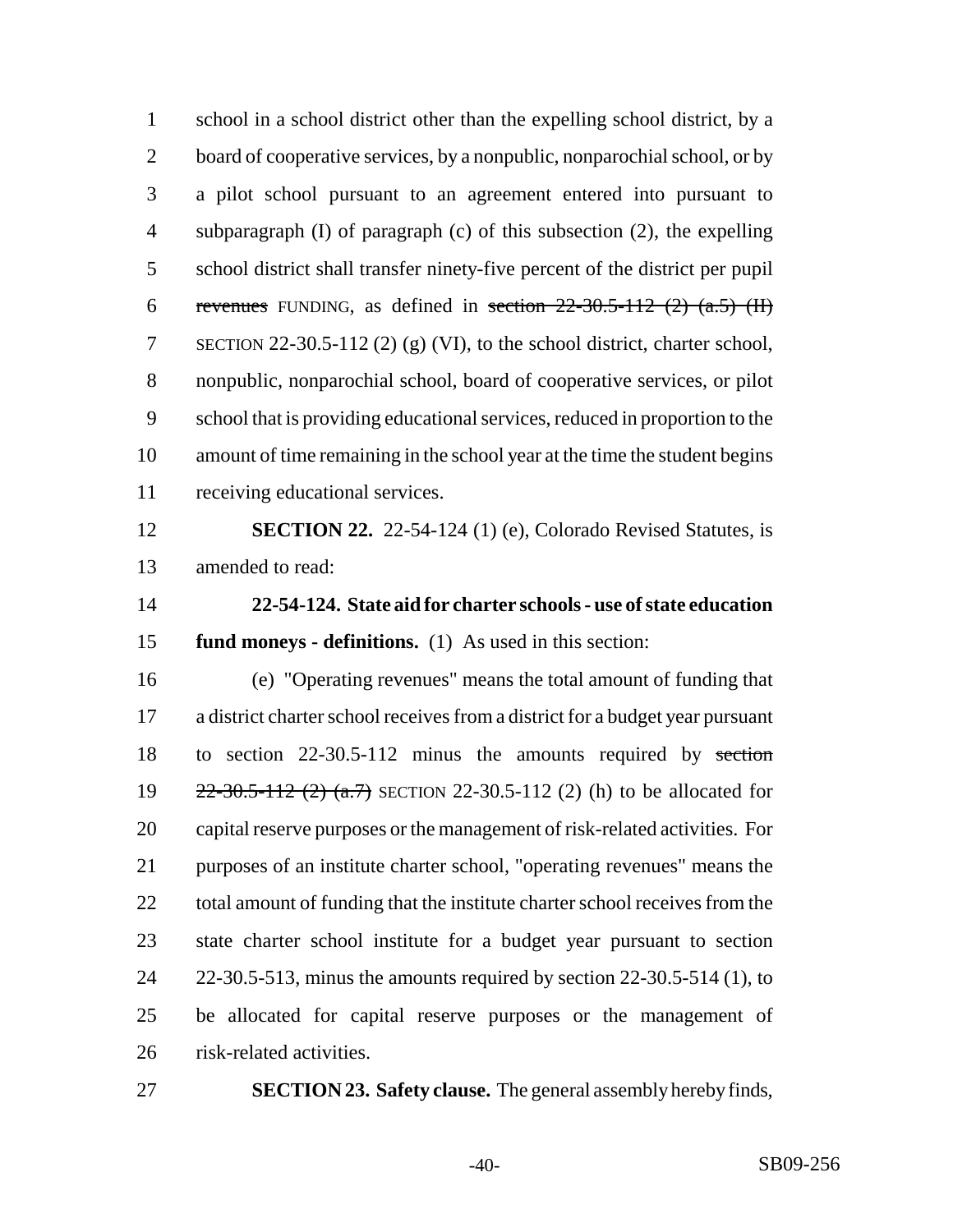school in a school district other than the expelling school district, by a board of cooperative services, by a nonpublic, nonparochial school, or by a pilot school pursuant to an agreement entered into pursuant to subparagraph (I) of paragraph (c) of this subsection (2), the expelling school district shall transfer ninety-five percent of the district per pupil ~~revenues~~ FUNDING, as defined in ~~section 22-30.5-112 (2) (a.5) (II)~~ SECTION 22-30.5-112 (2) (g) (VI), to the school district, charter school, nonpublic, nonparochial school, board of cooperative services, or pilot school that is providing educational services, reduced in proportion to the amount of time remaining in the school year at the time the student begins receiving educational services.

**SECTION 22.** 22-54-124 (1) (e), Colorado Revised Statutes, is amended to read:

**22-54-124. State aid for charter schools - use of state education fund moneys - definitions.** (1) As used in this section:

(e) "Operating revenues" means the total amount of funding that a district charter school receives from a district for a budget year pursuant to section 22-30.5-112 minus the amounts required by ~~section 22-30.5-112 (2) (a.7)~~ SECTION 22-30.5-112 (2) (h) to be allocated for capital reserve purposes or the management of risk-related activities. For purposes of an institute charter school, "operating revenues" means the total amount of funding that the institute charter school receives from the state charter school institute for a budget year pursuant to section 22-30.5-513, minus the amounts required by section 22-30.5-514 (1), to be allocated for capital reserve purposes or the management of risk-related activities.

**SECTION 23. Safety clause.** The general assembly hereby finds,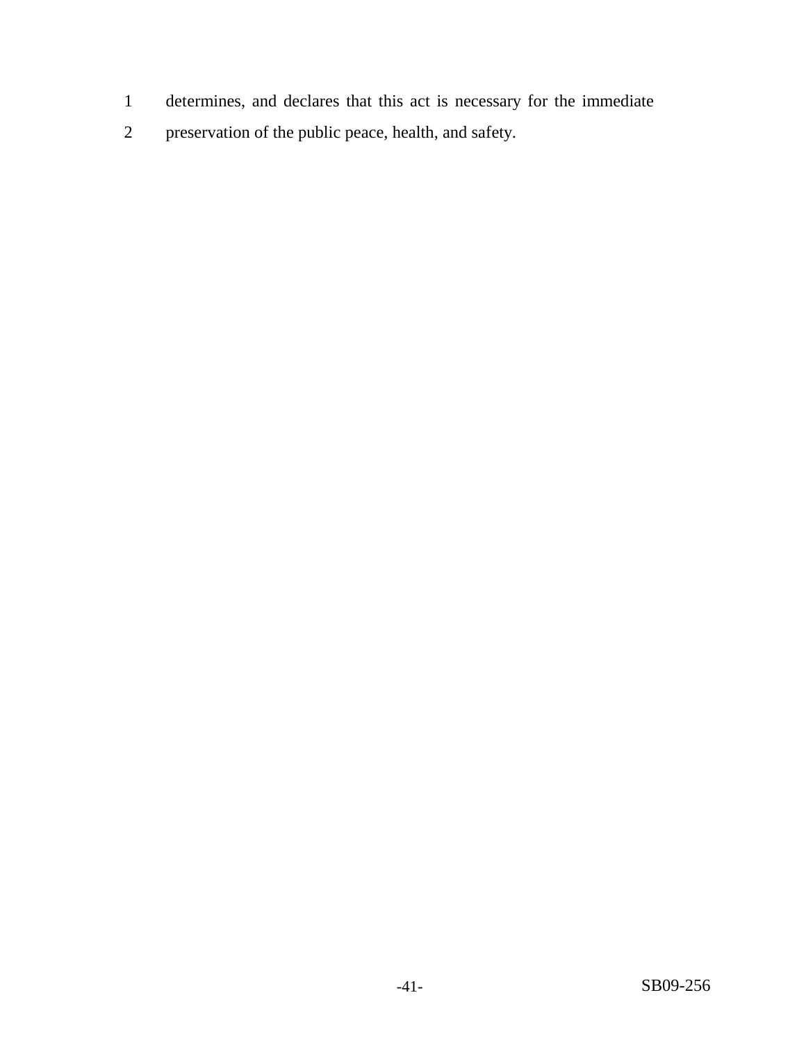determines, and declares that this act is necessary for the immediate preservation of the public peace, health, and safety.